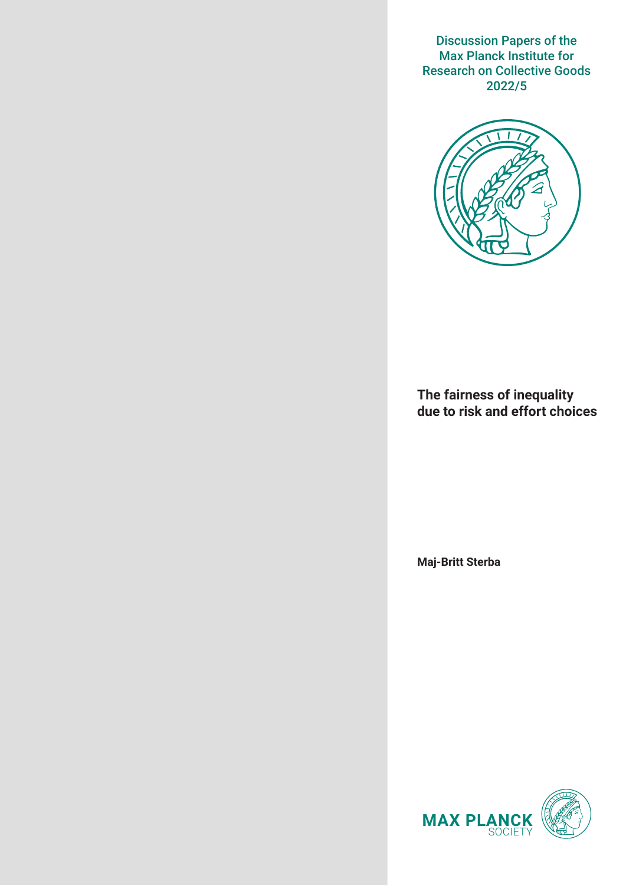Discussion Papers of the Max Planck Institute for Research on Collective Goods 2022/5

# The fairness of inequality due to risk and effort choices

**Maj-Britt Sterba**

MAX PLANCK SOCIETY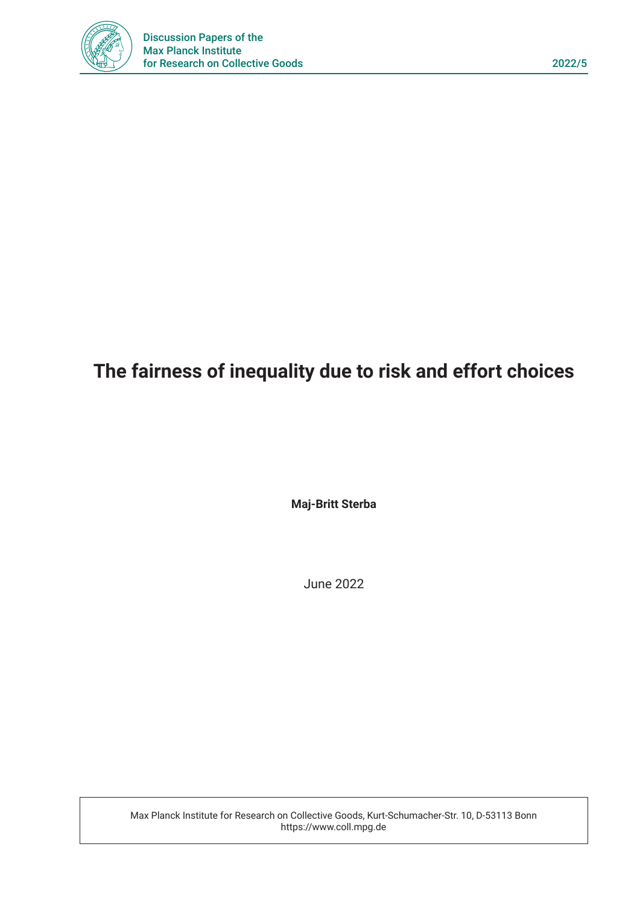# The fairness of inequality due to risk and effort choices

**Maj-Britt Sterba**

June 2022

Max Planck Institute for Research on Collective Goods, Kurt-Schumacher-Str. 10, D-53113 Bonn
https://www.coll.mpg.de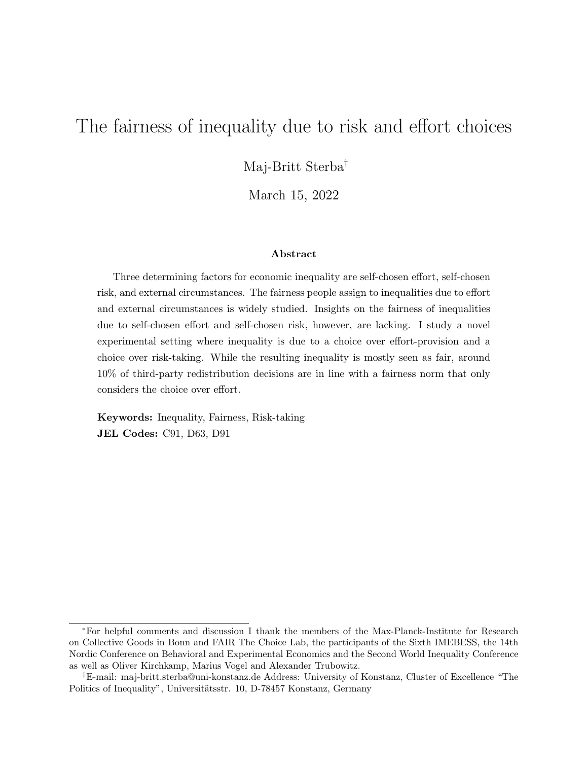# The fairness of inequality due to risk and effort choices

Maj-Britt Sterba[†]

March 15, 2022

### Abstract

Three determining factors for economic inequality are self-chosen effort, self-chosen risk, and external circumstances. The fairness people assign to inequalities due to effort and external circumstances is widely studied. Insights on the fairness of inequalities due to self-chosen effort and self-chosen risk, however, are lacking. I study a novel experimental setting where inequality is due to a choice over effort-provision and a choice over risk-taking. While the resulting inequality is mostly seen as fair, around 10% of third-party redistribution decisions are in line with a fairness norm that only considers the choice over effort.

**Keywords:** Inequality, Fairness, Risk-taking
**JEL Codes:** C91, D63, D91

---

[*]For helpful comments and discussion I thank the members of the Max-Planck-Institute for Research on Collective Goods in Bonn and FAIR The Choice Lab, the participants of the Sixth IMEBESS, the 14th Nordic Conference on Behavioral and Experimental Economics and the Second World Inequality Conference as well as Oliver Kirchkamp, Marius Vogel and Alexander Trubowitz.

[†]E-mail: maj-britt.sterba@uni-konstanz.de Address: University of Konstanz, Cluster of Excellence "The Politics of Inequality", Universitätsstr. 10, D-78457 Konstanz, Germany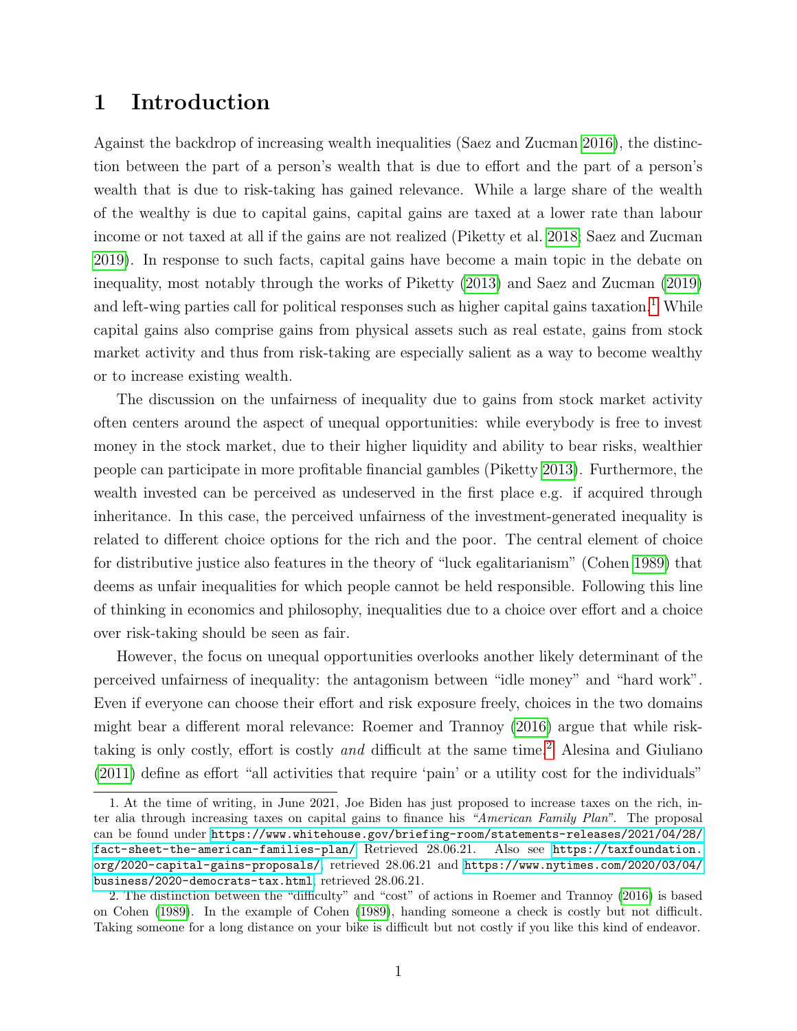# 1 Introduction

Against the backdrop of increasing wealth inequalities (Saez and Zucman 2016), the distinction between the part of a person's wealth that is due to effort and the part of a person's wealth that is due to risk-taking has gained relevance. While a large share of the wealth of the wealthy is due to capital gains, capital gains are taxed at a lower rate than labour income or not taxed at all if the gains are not realized (Piketty et al. 2018; Saez and Zucman 2019). In response to such facts, capital gains have become a main topic in the debate on inequality, most notably through the works of Piketty (2013) and Saez and Zucman (2019) and left-wing parties call for political responses such as higher capital gains taxation.[1] While capital gains also comprise gains from physical assets such as real estate, gains from stock market activity and thus from risk-taking are especially salient as a way to become wealthy or to increase existing wealth.

The discussion on the unfairness of inequality due to gains from stock market activity often centers around the aspect of unequal opportunities: while everybody is free to invest money in the stock market, due to their higher liquidity and ability to bear risks, wealthier people can participate in more profitable financial gambles (Piketty 2013). Furthermore, the wealth invested can be perceived as undeserved in the first place e.g. if acquired through inheritance. In this case, the perceived unfairness of the investment-generated inequality is related to different choice options for the rich and the poor. The central element of choice for distributive justice also features in the theory of "luck egalitarianism" (Cohen 1989) that deems as unfair inequalities for which people cannot be held responsible. Following this line of thinking in economics and philosophy, inequalities due to a choice over effort and a choice over risk-taking should be seen as fair.

However, the focus on unequal opportunities overlooks another likely determinant of the perceived unfairness of inequality: the antagonism between "idle money" and "hard work". Even if everyone can choose their effort and risk exposure freely, choices in the two domains might bear a different moral relevance: Roemer and Trannoy (2016) argue that while risk-taking is only costly, effort is costly *and* difficult at the same time.[2] Alesina and Giuliano (2011) define as effort "all activities that require 'pain' or a utility cost for the individuals"

1. At the time of writing, in June 2021, Joe Biden has just proposed to increase taxes on the rich, inter alia through increasing taxes on capital gains to finance his *"American Family Plan"*. The proposal can be found under https://www.whitehouse.gov/briefing-room/statements-releases/2021/04/28/fact-sheet-the-american-families-plan/ Retrieved 28.06.21. Also see https://taxfoundation.org/2020-capital-gains-proposals/, retrieved 28.06.21 and https://www.nytimes.com/2020/03/04/business/2020-democrats-tax.html, retrieved 28.06.21.

2. The distinction between the "difficulty" and "cost" of actions in Roemer and Trannoy (2016) is based on Cohen (1989). In the example of Cohen (1989), handing someone a check is costly but not difficult. Taking someone for a long distance on your bike is difficult but not costly if you like this kind of endeavor.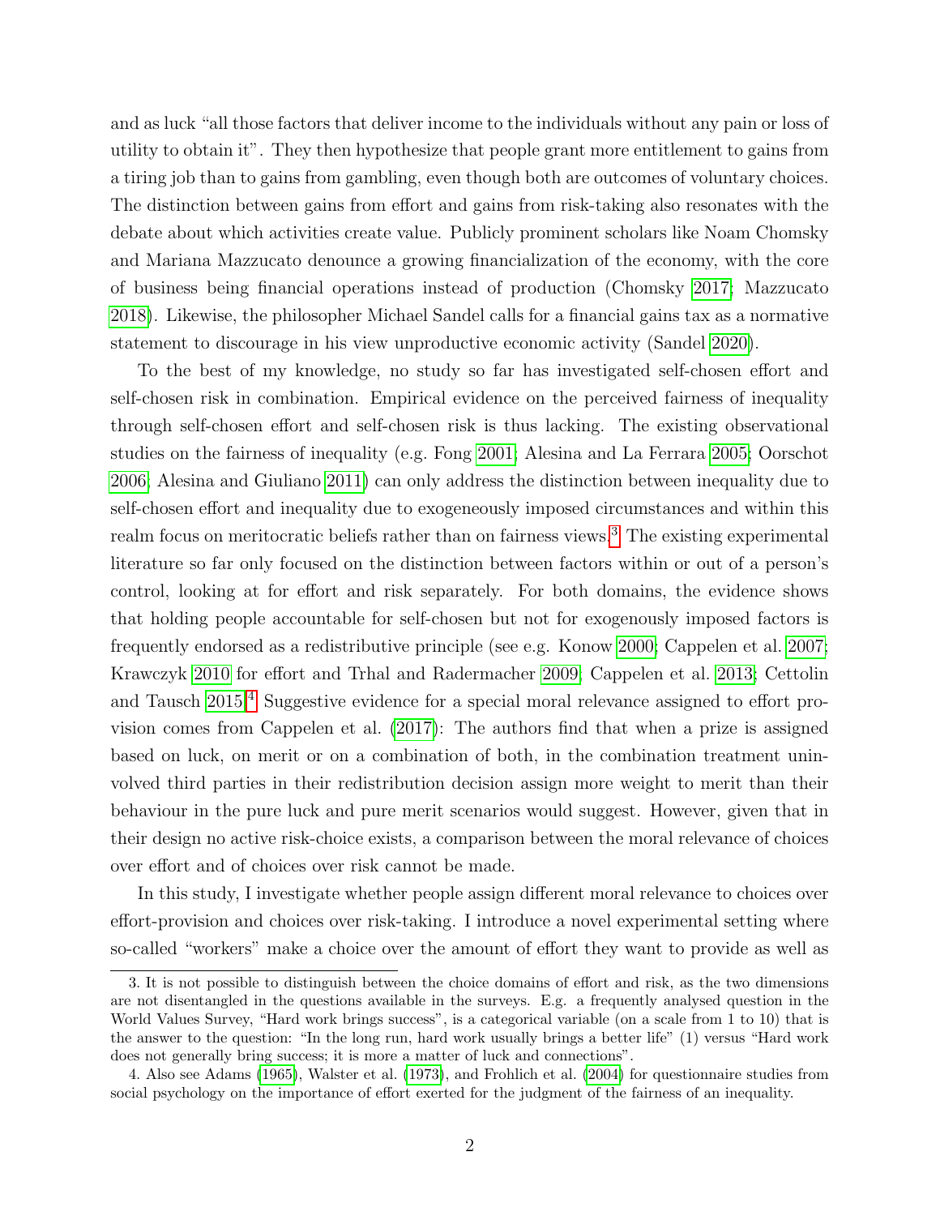and as luck "all those factors that deliver income to the individuals without any pain or loss of utility to obtain it". They then hypothesize that people grant more entitlement to gains from a tiring job than to gains from gambling, even though both are outcomes of voluntary choices. The distinction between gains from effort and gains from risk-taking also resonates with the debate about which activities create value. Publicly prominent scholars like Noam Chomsky and Mariana Mazzucato denounce a growing financialization of the economy, with the core of business being financial operations instead of production (Chomsky 2017; Mazzucato 2018). Likewise, the philosopher Michael Sandel calls for a financial gains tax as a normative statement to discourage in his view unproductive economic activity (Sandel 2020).

To the best of my knowledge, no study so far has investigated self-chosen effort and self-chosen risk in combination. Empirical evidence on the perceived fairness of inequality through self-chosen effort and self-chosen risk is thus lacking. The existing observational studies on the fairness of inequality (e.g. Fong 2001; Alesina and La Ferrara 2005; Oorschot 2006; Alesina and Giuliano 2011) can only address the distinction between inequality due to self-chosen effort and inequality due to exogeneously imposed circumstances and within this realm focus on meritocratic beliefs rather than on fairness views.[3] The existing experimental literature so far only focused on the distinction between factors within or out of a person's control, looking at for effort and risk separately. For both domains, the evidence shows that holding people accountable for self-chosen but not for exogenously imposed factors is frequently endorsed as a redistributive principle (see e.g. Konow 2000; Cappelen et al. 2007; Krawczyk 2010 for effort and Trhal and Radermacher 2009; Cappelen et al. 2013; Cettolin and Tausch 2015).[4] Suggestive evidence for a special moral relevance assigned to effort provision comes from Cappelen et al. (2017): The authors find that when a prize is assigned based on luck, on merit or on a combination of both, in the combination treatment uninvolved third parties in their redistribution decision assign more weight to merit than their behaviour in the pure luck and pure merit scenarios would suggest. However, given that in their design no active risk-choice exists, a comparison between the moral relevance of choices over effort and of choices over risk cannot be made.

In this study, I investigate whether people assign different moral relevance to choices over effort-provision and choices over risk-taking. I introduce a novel experimental setting where so-called "workers" make a choice over the amount of effort they want to provide as well as

3. It is not possible to distinguish between the choice domains of effort and risk, as the two dimensions are not disentangled in the questions available in the surveys. E.g. a frequently analysed question in the World Values Survey, "Hard work brings success", is a categorical variable (on a scale from 1 to 10) that is the answer to the question: "In the long run, hard work usually brings a better life" (1) versus "Hard work does not generally bring success; it is more a matter of luck and connections".

4. Also see Adams (1965), Walster et al. (1973), and Frohlich et al. (2004) for questionnaire studies from social psychology on the importance of effort exerted for the judgment of the fairness of an inequality.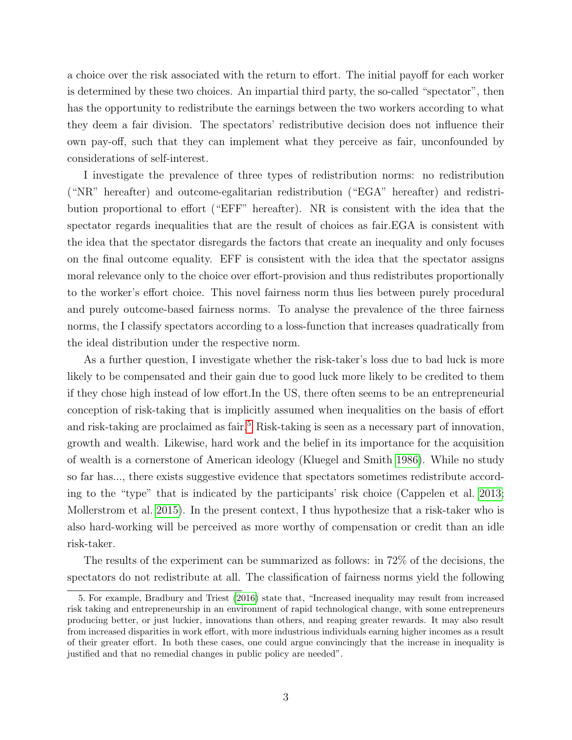a choice over the risk associated with the return to effort. The initial payoff for each worker is determined by these two choices. An impartial third party, the so-called "spectator", then has the opportunity to redistribute the earnings between the two workers according to what they deem a fair division. The spectators' redistributive decision does not influence their own pay-off, such that they can implement what they perceive as fair, unconfounded by considerations of self-interest.

I investigate the prevalence of three types of redistribution norms: no redistribution ("NR" hereafter) and outcome-egalitarian redistribution ("EGA" hereafter) and redistribution proportional to effort ("EFF" hereafter). NR is consistent with the idea that the spectator regards inequalities that are the result of choices as fair.EGA is consistent with the idea that the spectator disregards the factors that create an inequality and only focuses on the final outcome equality. EFF is consistent with the idea that the spectator assigns moral relevance only to the choice over effort-provision and thus redistributes proportionally to the worker's effort choice. This novel fairness norm thus lies between purely procedural and purely outcome-based fairness norms. To analyse the prevalence of the three fairness norms, the I classify spectators according to a loss-function that increases quadratically from the ideal distribution under the respective norm.

As a further question, I investigate whether the risk-taker's loss due to bad luck is more likely to be compensated and their gain due to good luck more likely to be credited to them if they chose high instead of low effort.In the US, there often seems to be an entrepreneurial conception of risk-taking that is implicitly assumed when inequalities on the basis of effort and risk-taking are proclaimed as fair.[5] Risk-taking is seen as a necessary part of innovation, growth and wealth. Likewise, hard work and the belief in its importance for the acquisition of wealth is a cornerstone of American ideology (Kluegel and Smith 1986). While no study so far has..., there exists suggestive evidence that spectators sometimes redistribute according to the "type" that is indicated by the participants' risk choice (Cappelen et al. 2013; Mollerstrom et al. 2015). In the present context, I thus hypothesize that a risk-taker who is also hard-working will be perceived as more worthy of compensation or credit than an idle risk-taker.

The results of the experiment can be summarized as follows: in 72% of the decisions, the spectators do not redistribute at all. The classification of fairness norms yield the following

5. For example, Bradbury and Triest (2016) state that, "Increased inequality may result from increased risk taking and entrepreneurship in an environment of rapid technological change, with some entrepreneurs producing better, or just luckier, innovations than others, and reaping greater rewards. It may also result from increased disparities in work effort, with more industrious individuals earning higher incomes as a result of their greater effort. In both these cases, one could argue convincingly that the increase in inequality is justified and that no remedial changes in public policy are needed".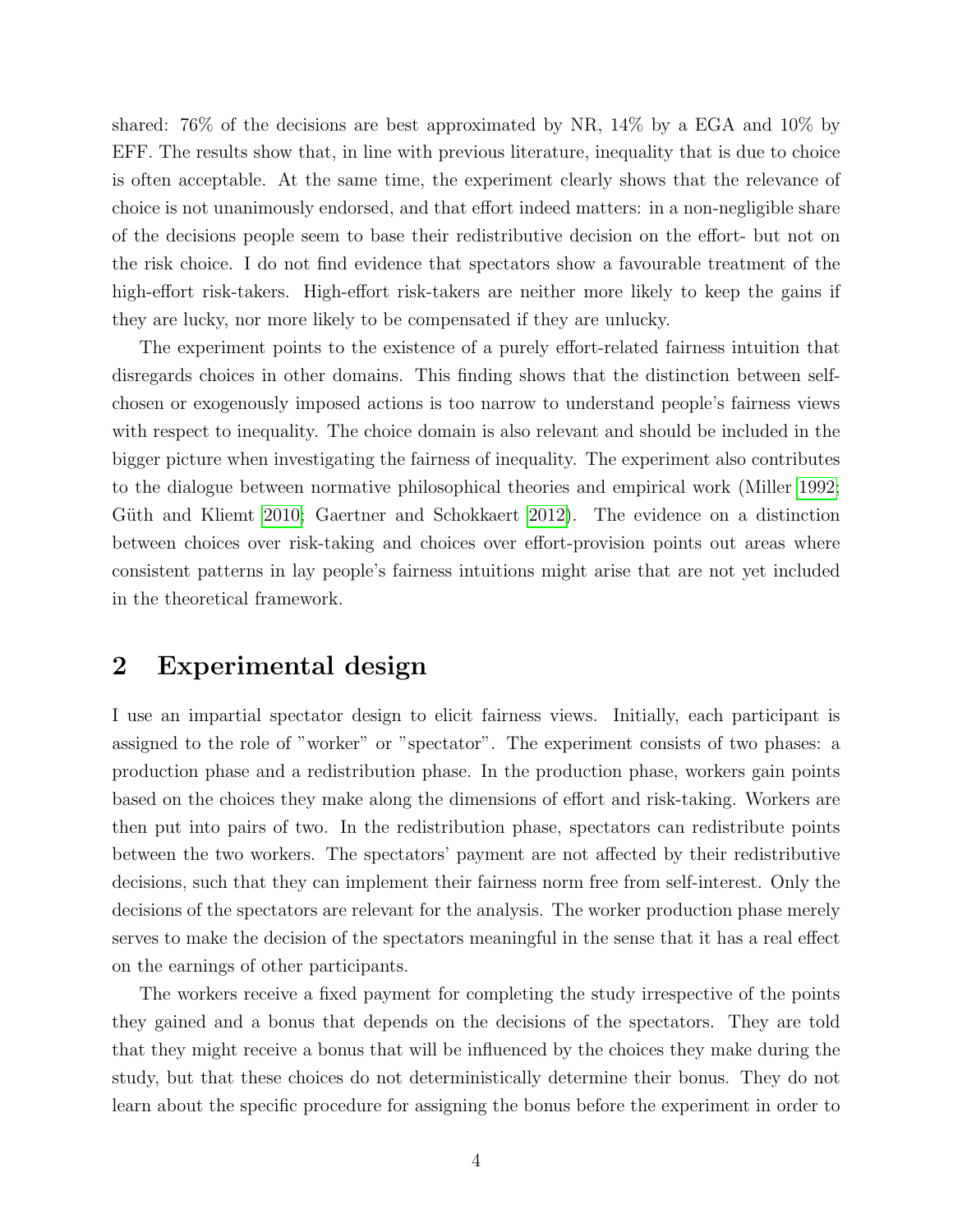shared: 76% of the decisions are best approximated by NR, 14% by a EGA and 10% by EFF. The results show that, in line with previous literature, inequality that is due to choice is often acceptable. At the same time, the experiment clearly shows that the relevance of choice is not unanimously endorsed, and that effort indeed matters: in a non-negligible share of the decisions people seem to base their redistributive decision on the effort- but not on the risk choice. I do not find evidence that spectators show a favourable treatment of the high-effort risk-takers. High-effort risk-takers are neither more likely to keep the gains if they are lucky, nor more likely to be compensated if they are unlucky.

The experiment points to the existence of a purely effort-related fairness intuition that disregards choices in other domains. This finding shows that the distinction between self-chosen or exogenously imposed actions is too narrow to understand people's fairness views with respect to inequality. The choice domain is also relevant and should be included in the bigger picture when investigating the fairness of inequality. The experiment also contributes to the dialogue between normative philosophical theories and empirical work (Miller 1992; Güth and Kliemt 2010; Gaertner and Schokkaert 2012). The evidence on a distinction between choices over risk-taking and choices over effort-provision points out areas where consistent patterns in lay people's fairness intuitions might arise that are not yet included in the theoretical framework.

## 2 Experimental design

I use an impartial spectator design to elicit fairness views. Initially, each participant is assigned to the role of "worker" or "spectator". The experiment consists of two phases: a production phase and a redistribution phase. In the production phase, workers gain points based on the choices they make along the dimensions of effort and risk-taking. Workers are then put into pairs of two. In the redistribution phase, spectators can redistribute points between the two workers. The spectators' payment are not affected by their redistributive decisions, such that they can implement their fairness norm free from self-interest. Only the decisions of the spectators are relevant for the analysis. The worker production phase merely serves to make the decision of the spectators meaningful in the sense that it has a real effect on the earnings of other participants.

The workers receive a fixed payment for completing the study irrespective of the points they gained and a bonus that depends on the decisions of the spectators. They are told that they might receive a bonus that will be influenced by the choices they make during the study, but that these choices do not deterministically determine their bonus. They do not learn about the specific procedure for assigning the bonus before the experiment in order to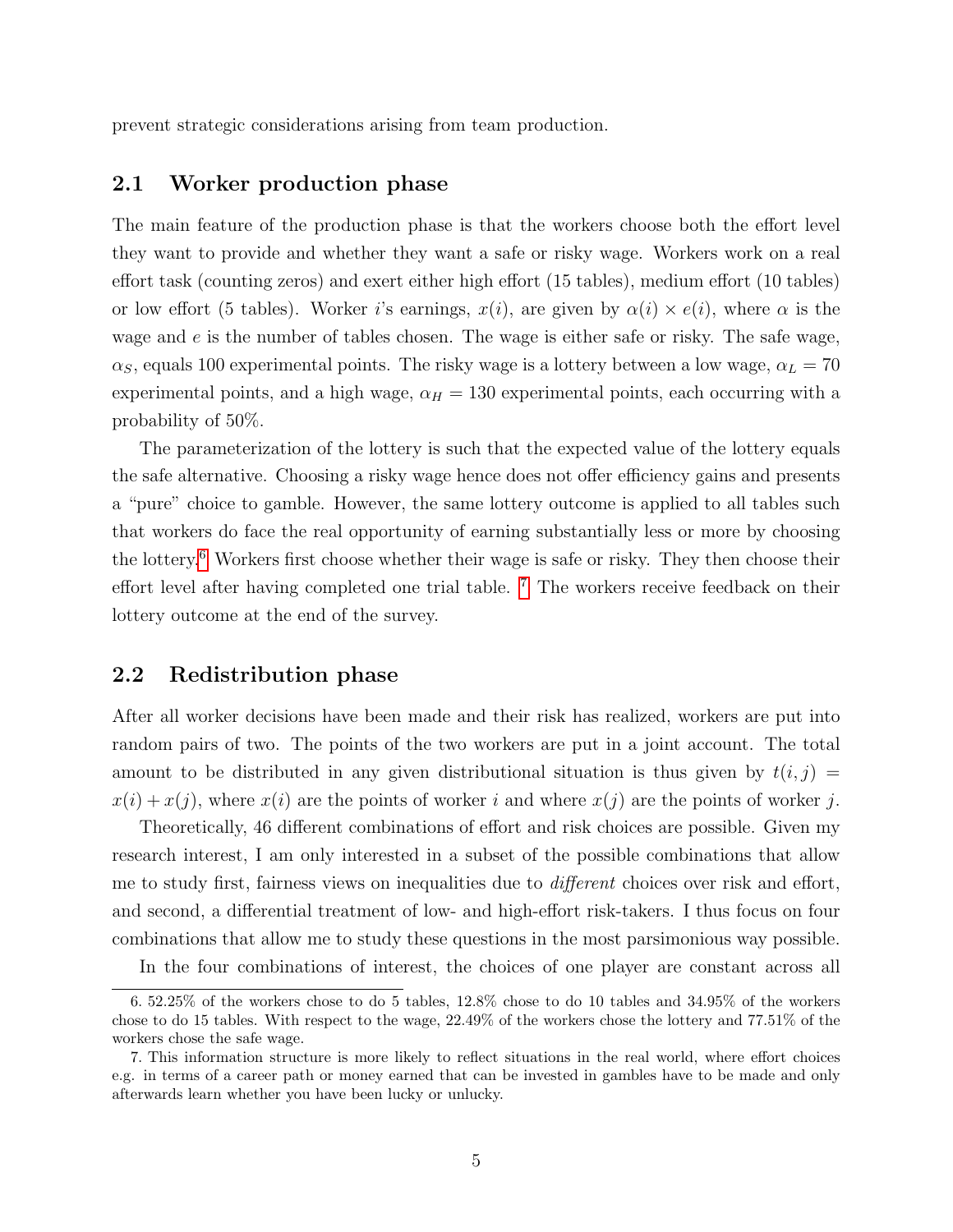prevent strategic considerations arising from team production.

## 2.1 Worker production phase

The main feature of the production phase is that the workers choose both the effort level they want to provide and whether they want a safe or risky wage. Workers work on a real effort task (counting zeros) and exert either high effort (15 tables), medium effort (10 tables) or low effort (5 tables). Worker $i$'s earnings, $x(i)$, are given by $\alpha(i) \times e(i)$, where $\alpha$ is the wage and $e$ is the number of tables chosen. The wage is either safe or risky. The safe wage, $\alpha_S$, equals 100 experimental points. The risky wage is a lottery between a low wage, $\alpha_L = 70$ experimental points, and a high wage, $\alpha_H = 130$ experimental points, each occurring with a probability of 50%.

The parameterization of the lottery is such that the expected value of the lottery equals the safe alternative. Choosing a risky wage hence does not offer efficiency gains and presents a "pure" choice to gamble. However, the same lottery outcome is applied to all tables such that workers do face the real opportunity of earning substantially less or more by choosing the lottery.[6] Workers first choose whether their wage is safe or risky. They then choose their effort level after having completed one trial table. [7] The workers receive feedback on their lottery outcome at the end of the survey.

## 2.2 Redistribution phase

After all worker decisions have been made and their risk has realized, workers are put into random pairs of two. The points of the two workers are put in a joint account. The total amount to be distributed in any given distributional situation is thus given by $t(i, j) = x(i) + x(j)$, where $x(i)$ are the points of worker $i$ and where $x(j)$ are the points of worker $j$.

Theoretically, 46 different combinations of effort and risk choices are possible. Given my research interest, I am only interested in a subset of the possible combinations that allow me to study first, fairness views on inequalities due to *different* choices over risk and effort, and second, a differential treatment of low- and high-effort risk-takers. I thus focus on four combinations that allow me to study these questions in the most parsimonious way possible.

In the four combinations of interest, the choices of one player are constant across all

---

6. 52.25% of the workers chose to do 5 tables, 12.8% chose to do 10 tables and 34.95% of the workers chose to do 15 tables. With respect to the wage, 22.49% of the workers chose the lottery and 77.51% of the workers chose the safe wage.

7. This information structure is more likely to reflect situations in the real world, where effort choices e.g. in terms of a career path or money earned that can be invested in gambles have to be made and only afterwards learn whether you have been lucky or unlucky.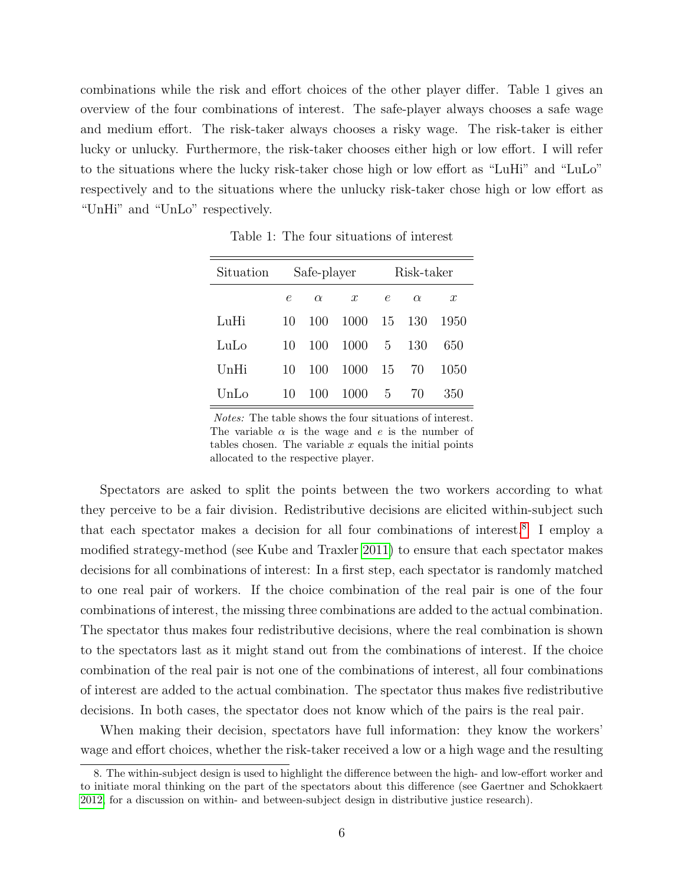combinations while the risk and effort choices of the other player differ. Table 1 gives an overview of the four combinations of interest. The safe-player always chooses a safe wage and medium effort. The risk-taker always chooses a risky wage. The risk-taker is either lucky or unlucky. Furthermore, the risk-taker chooses either high or low effort. I will refer to the situations where the lucky risk-taker chose high or low effort as "LuHi" and "LuLo" respectively and to the situations where the unlucky risk-taker chose high or low effort as "UnHi" and "UnLo" respectively.

Table 1: The four situations of interest

| Situation | Safe-player | | | Risk-taker | | |
|---|---|---|---|---|---|---|
| | $e$ | $\alpha$ | $x$ | $e$ | $\alpha$ | $x$ |
| LuHi | 10 | 100 | 1000 | 15 | 130 | 1950 |
| LuLo | 10 | 100 | 1000 | 5 | 130 | 650 |
| UnHi | 10 | 100 | 1000 | 15 | 70 | 1050 |
| UnLo | 10 | 100 | 1000 | 5 | 70 | 350 |

*Notes:* The table shows the four situations of interest. The variable $\alpha$ is the wage and $e$ is the number of tables chosen. The variable $x$ equals the initial points allocated to the respective player.

Spectators are asked to split the points between the two workers according to what they perceive to be a fair division. Redistributive decisions are elicited within-subject such that each spectator makes a decision for all four combinations of interest.[8] I employ a modified strategy-method (see Kube and Traxler 2011) to ensure that each spectator makes decisions for all combinations of interest: In a first step, each spectator is randomly matched to one real pair of workers. If the choice combination of the real pair is one of the four combinations of interest, the missing three combinations are added to the actual combination. The spectator thus makes four redistributive decisions, where the real combination is shown to the spectators last as it might stand out from the combinations of interest. If the choice combination of the real pair is not one of the combinations of interest, all four combinations of interest are added to the actual combination. The spectator thus makes five redistributive decisions. In both cases, the spectator does not know which of the pairs is the real pair.

When making their decision, spectators have full information: they know the workers' wage and effort choices, whether the risk-taker received a low or a high wage and the resulting

8. The within-subject design is used to highlight the difference between the high- and low-effort worker and to initiate moral thinking on the part of the spectators about this difference (see Gaertner and Schokkaert 2012 for a discussion on within- and between-subject design in distributive justice research).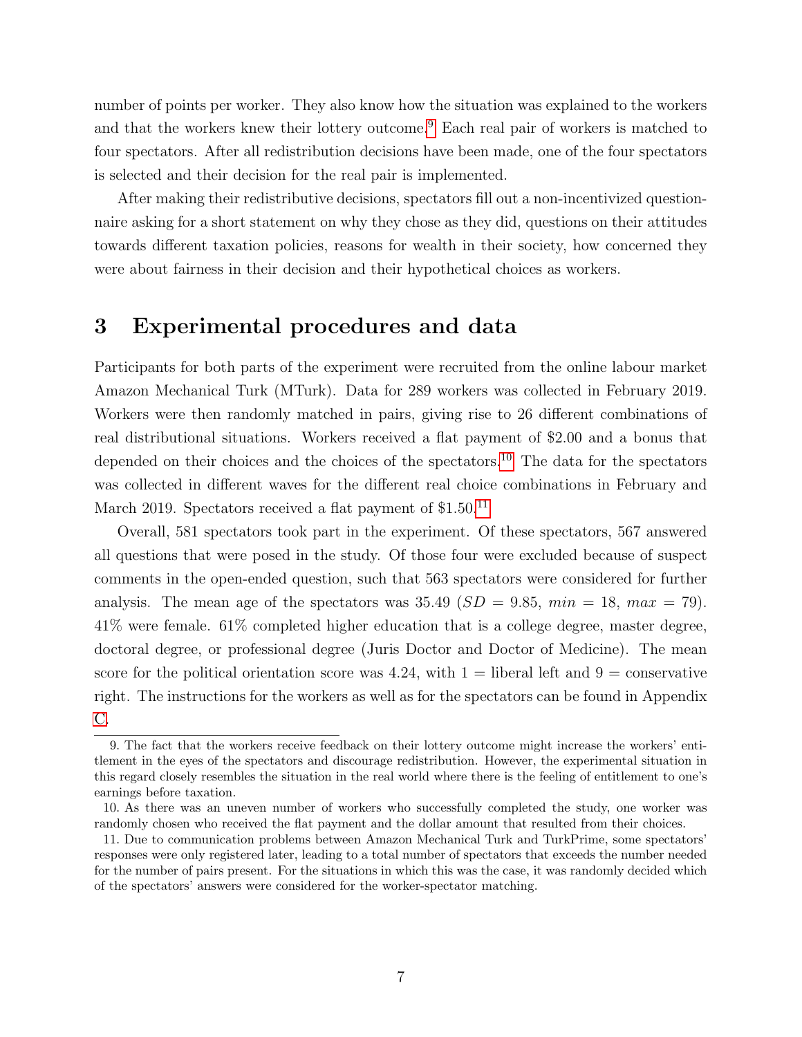number of points per worker. They also know how the situation was explained to the workers and that the workers knew their lottery outcome.[9] Each real pair of workers is matched to four spectators. After all redistribution decisions have been made, one of the four spectators is selected and their decision for the real pair is implemented.

After making their redistributive decisions, spectators fill out a non-incentivized questionnaire asking for a short statement on why they chose as they did, questions on their attitudes towards different taxation policies, reasons for wealth in their society, how concerned they were about fairness in their decision and their hypothetical choices as workers.

# 3 Experimental procedures and data

Participants for both parts of the experiment were recruited from the online labour market Amazon Mechanical Turk (MTurk). Data for 289 workers was collected in February 2019. Workers were then randomly matched in pairs, giving rise to 26 different combinations of real distributional situations. Workers received a flat payment of \$2.00 and a bonus that depended on their choices and the choices of the spectators.[10] The data for the spectators was collected in different waves for the different real choice combinations in February and March 2019. Spectators received a flat payment of \$1.50.[11]

Overall, 581 spectators took part in the experiment. Of these spectators, 567 answered all questions that were posed in the study. Of those four were excluded because of suspect comments in the open-ended question, such that 563 spectators were considered for further analysis. The mean age of the spectators was 35.49 ($SD = 9.85$, $min = 18$, $max = 79$). 41% were female. 61% completed higher education that is a college degree, master degree, doctoral degree, or professional degree (Juris Doctor and Doctor of Medicine). The mean score for the political orientation score was 4.24, with 1 = liberal left and 9 = conservative right. The instructions for the workers as well as for the spectators can be found in Appendix C.

9. The fact that the workers receive feedback on their lottery outcome might increase the workers' entitlement in the eyes of the spectators and discourage redistribution. However, the experimental situation in this regard closely resembles the situation in the real world where there is the feeling of entitlement to one's earnings before taxation.

10. As there was an uneven number of workers who successfully completed the study, one worker was randomly chosen who received the flat payment and the dollar amount that resulted from their choices.

11. Due to communication problems between Amazon Mechanical Turk and TurkPrime, some spectators' responses were only registered later, leading to a total number of spectators that exceeds the number needed for the number of pairs present. For the situations in which this was the case, it was randomly decided which of the spectators' answers were considered for the worker-spectator matching.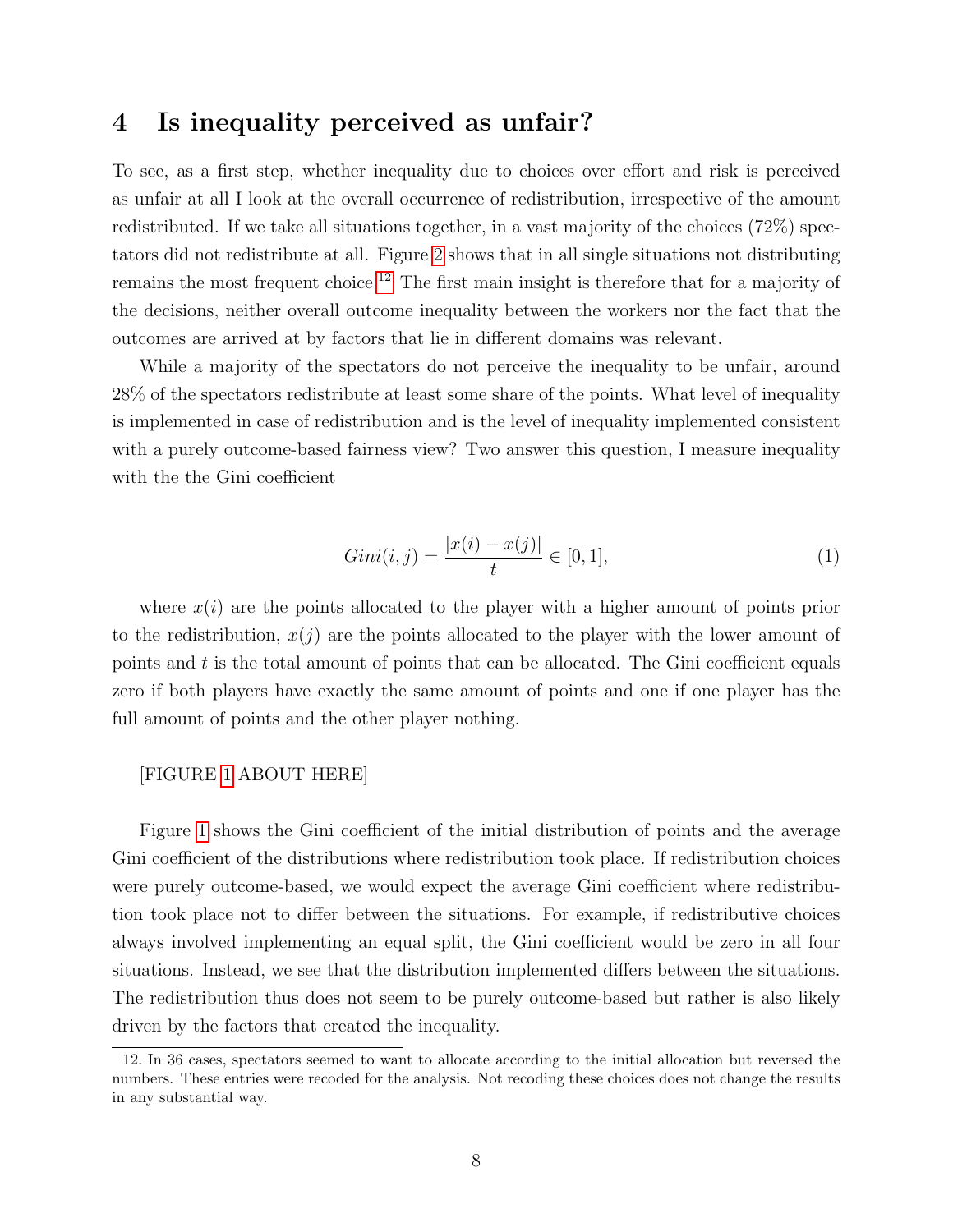## 4 Is inequality perceived as unfair?

To see, as a first step, whether inequality due to choices over effort and risk is perceived as unfair at all I look at the overall occurrence of redistribution, irrespective of the amount redistributed. If we take all situations together, in a vast majority of the choices (72%) spectators did not redistribute at all. Figure 2 shows that in all single situations not distributing remains the most frequent choice.[12] The first main insight is therefore that for a majority of the decisions, neither overall outcome inequality between the workers nor the fact that the outcomes are arrived at by factors that lie in different domains was relevant.

While a majority of the spectators do not perceive the inequality to be unfair, around 28% of the spectators redistribute at least some share of the points. What level of inequality is implemented in case of redistribution and is the level of inequality implemented consistent with a purely outcome-based fairness view? Two answer this question, I measure inequality with the the Gini coefficient

$$Gini(i,j) = \frac{|x(i) - x(j)|}{t} \in [0,1], \tag{1}$$

where $x(i)$ are the points allocated to the player with a higher amount of points prior to the redistribution, $x(j)$ are the points allocated to the player with the lower amount of points and $t$ is the total amount of points that can be allocated. The Gini coefficient equals zero if both players have exactly the same amount of points and one if one player has the full amount of points and the other player nothing.

[FIGURE 1 ABOUT HERE]

Figure 1 shows the Gini coefficient of the initial distribution of points and the average Gini coefficient of the distributions where redistribution took place. If redistribution choices were purely outcome-based, we would expect the average Gini coefficient where redistribution took place not to differ between the situations. For example, if redistributive choices always involved implementing an equal split, the Gini coefficient would be zero in all four situations. Instead, we see that the distribution implemented differs between the situations. The redistribution thus does not seem to be purely outcome-based but rather is also likely driven by the factors that created the inequality.

12. In 36 cases, spectators seemed to want to allocate according to the initial allocation but reversed the numbers. These entries were recoded for the analysis. Not recoding these choices does not change the results in any substantial way.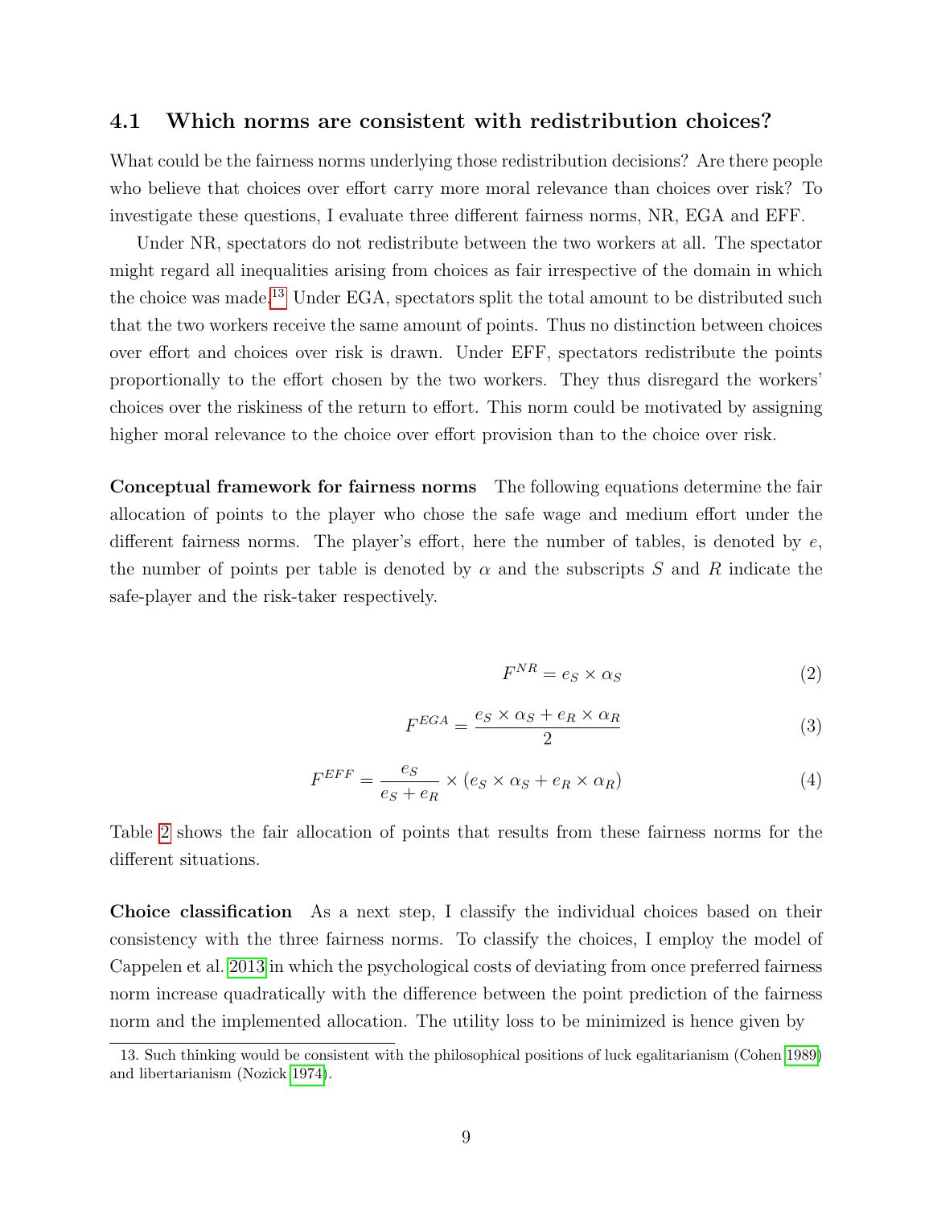### 4.1 Which norms are consistent with redistribution choices?

What could be the fairness norms underlying those redistribution decisions? Are there people who believe that choices over effort carry more moral relevance than choices over risk? To investigate these questions, I evaluate three different fairness norms, NR, EGA and EFF.

Under NR, spectators do not redistribute between the two workers at all. The spectator might regard all inequalities arising from choices as fair irrespective of the domain in which the choice was made.[13] Under EGA, spectators split the total amount to be distributed such that the two workers receive the same amount of points. Thus no distinction between choices over effort and choices over risk is drawn. Under EFF, spectators redistribute the points proportionally to the effort chosen by the two workers. They thus disregard the workers' choices over the riskiness of the return to effort. This norm could be motivated by assigning higher moral relevance to the choice over effort provision than to the choice over risk.

**Conceptual framework for fairness norms** The following equations determine the fair allocation of points to the player who chose the safe wage and medium effort under the different fairness norms. The player's effort, here the number of tables, is denoted by $e$, the number of points per table is denoted by $\alpha$ and the subscripts $S$ and $R$ indicate the safe-player and the risk-taker respectively.

$$F^{NR} = e_S \times \alpha_S \tag{2}$$

$$F^{EGA} = \frac{e_S \times \alpha_S + e_R \times \alpha_R}{2} \tag{3}$$

$$F^{EFF} = \frac{e_S}{e_S + e_R} \times (e_S \times \alpha_S + e_R \times \alpha_R) \tag{4}$$

Table 2 shows the fair allocation of points that results from these fairness norms for the different situations.

**Choice classification** As a next step, I classify the individual choices based on their consistency with the three fairness norms. To classify the choices, I employ the model of Cappelen et al. 2013 in which the psychological costs of deviating from once preferred fairness norm increase quadratically with the difference between the point prediction of the fairness norm and the implemented allocation. The utility loss to be minimized is hence given by

13. Such thinking would be consistent with the philosophical positions of luck egalitarianism (Cohen 1989) and libertarianism (Nozick 1974).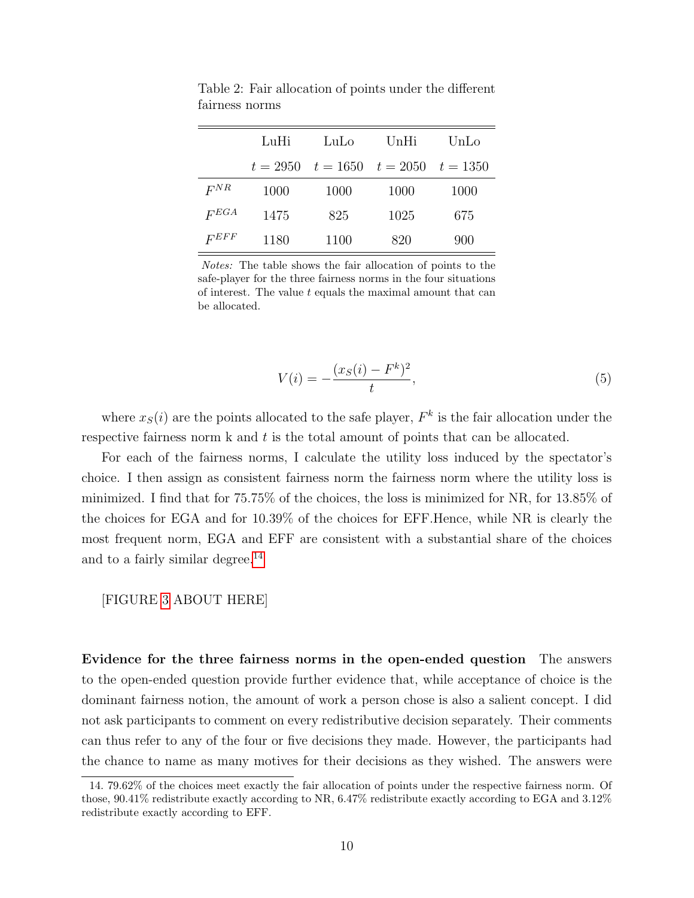Table 2: Fair allocation of points under the different fairness norms

| | LuHi | LuLo | UnHi | UnLo |
|---|---|---|---|---|
| | $t = 2950$ | $t = 1650$ | $t = 2050$ | $t = 1350$ |
| $F^{NR}$ | 1000 | 1000 | 1000 | 1000 |
| $F^{EGA}$ | 1475 | 825 | 1025 | 675 |
| $F^{EFF}$ | 1180 | 1100 | 820 | 900 |

*Notes:* The table shows the fair allocation of points to the safe-player for the three fairness norms in the four situations of interest. The value $t$ equals the maximal amount that can be allocated.

$$V(i) = -\frac{(x_S(i) - F^k)^2}{t}, \tag{5}$$

where $x_S(i)$ are the points allocated to the safe player, $F^k$ is the fair allocation under the respective fairness norm k and $t$ is the total amount of points that can be allocated.

For each of the fairness norms, I calculate the utility loss induced by the spectator's choice. I then assign as consistent fairness norm the fairness norm where the utility loss is minimized. I find that for 75.75% of the choices, the loss is minimized for NR, for 13.85% of the choices for EGA and for 10.39% of the choices for EFF.Hence, while NR is clearly the most frequent norm, EGA and EFF are consistent with a substantial share of the choices and to a fairly similar degree.[14]

[FIGURE 3 ABOUT HERE]

**Evidence for the three fairness norms in the open-ended question** The answers to the open-ended question provide further evidence that, while acceptance of choice is the dominant fairness notion, the amount of work a person chose is also a salient concept. I did not ask participants to comment on every redistributive decision separately. Their comments can thus refer to any of the four or five decisions they made. However, the participants had the chance to name as many motives for their decisions as they wished. The answers were

14. 79.62% of the choices meet exactly the fair allocation of points under the respective fairness norm. Of those, 90.41% redistribute exactly according to NR, 6.47% redistribute exactly according to EGA and 3.12% redistribute exactly according to EFF.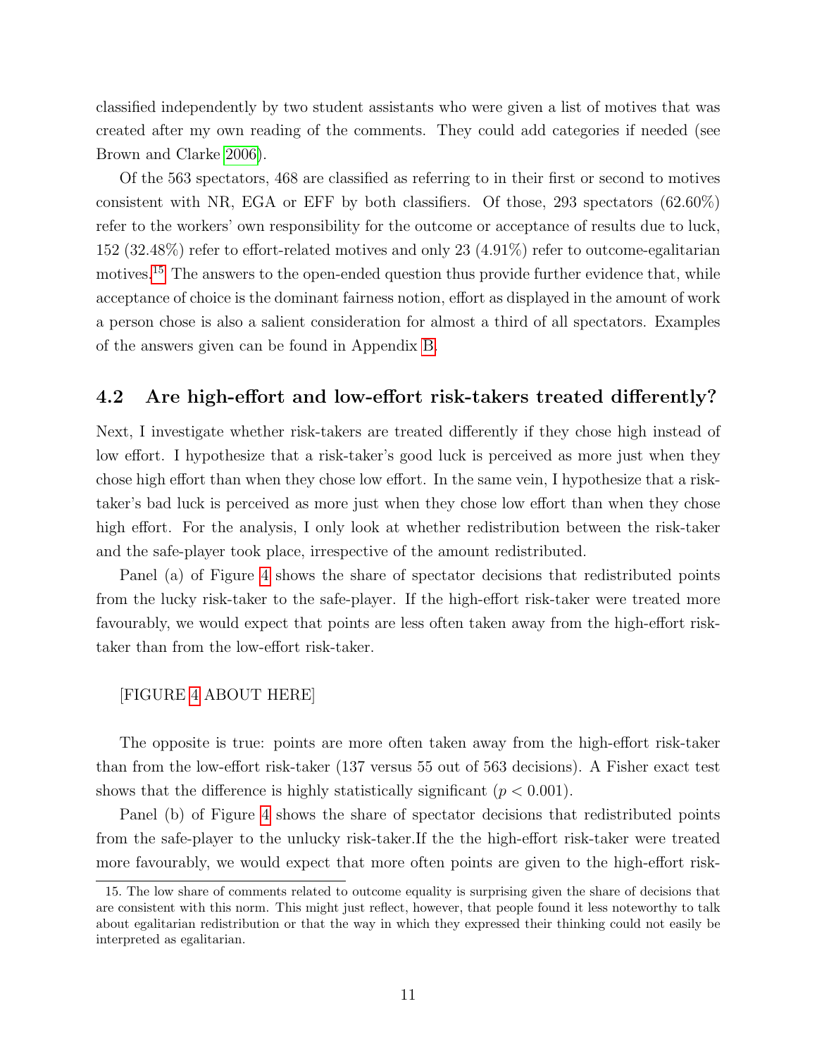classified independently by two student assistants who were given a list of motives that was created after my own reading of the comments. They could add categories if needed (see Brown and Clarke 2006).

Of the 563 spectators, 468 are classified as referring to in their first or second to motives consistent with NR, EGA or EFF by both classifiers. Of those, 293 spectators (62.60%) refer to the workers' own responsibility for the outcome or acceptance of results due to luck, 152 (32.48%) refer to effort-related motives and only 23 (4.91%) refer to outcome-egalitarian motives.[15] The answers to the open-ended question thus provide further evidence that, while acceptance of choice is the dominant fairness notion, effort as displayed in the amount of work a person chose is also a salient consideration for almost a third of all spectators. Examples of the answers given can be found in Appendix B.

## 4.2 Are high-effort and low-effort risk-takers treated differently?

Next, I investigate whether risk-takers are treated differently if they chose high instead of low effort. I hypothesize that a risk-taker's good luck is perceived as more just when they chose high effort than when they chose low effort. In the same vein, I hypothesize that a risk-taker's bad luck is perceived as more just when they chose low effort than when they chose high effort. For the analysis, I only look at whether redistribution between the risk-taker and the safe-player took place, irrespective of the amount redistributed.

Panel (a) of Figure 4 shows the share of spectator decisions that redistributed points from the lucky risk-taker to the safe-player. If the high-effort risk-taker were treated more favourably, we would expect that points are less often taken away from the high-effort risk-taker than from the low-effort risk-taker.

[FIGURE 4 ABOUT HERE]

The opposite is true: points are more often taken away from the high-effort risk-taker than from the low-effort risk-taker (137 versus 55 out of 563 decisions). A Fisher exact test shows that the difference is highly statistically significant ($p < 0.001$).

Panel (b) of Figure 4 shows the share of spectator decisions that redistributed points from the safe-player to the unlucky risk-taker.If the the high-effort risk-taker were treated more favourably, we would expect that more often points are given to the high-effort risk-

15. The low share of comments related to outcome equality is surprising given the share of decisions that are consistent with this norm. This might just reflect, however, that people found it less noteworthy to talk about egalitarian redistribution or that the way in which they expressed their thinking could not easily be interpreted as egalitarian.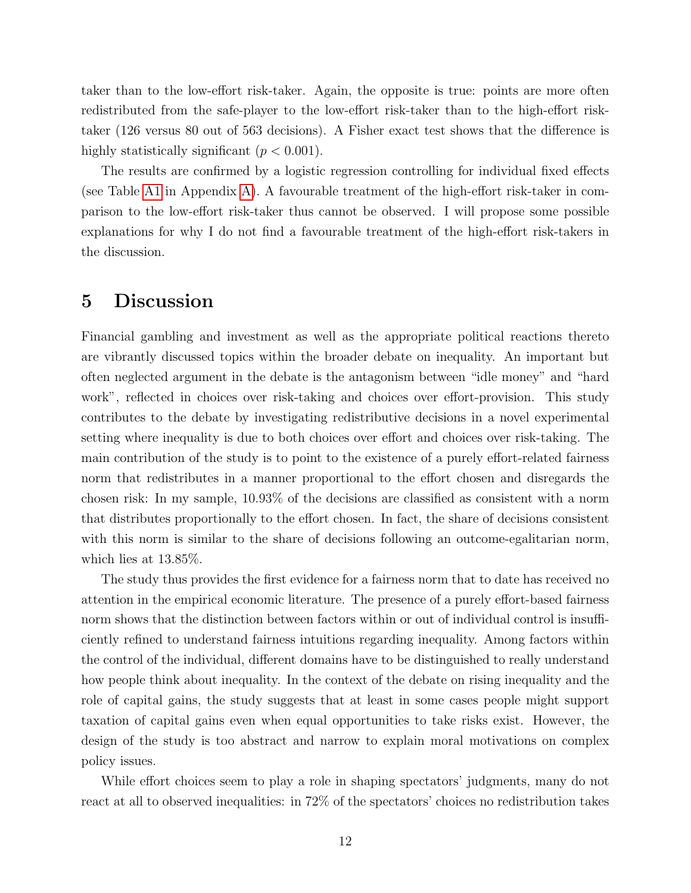taker than to the low-effort risk-taker. Again, the opposite is true: points are more often redistributed from the safe-player to the low-effort risk-taker than to the high-effort risk-taker (126 versus 80 out of 563 decisions). A Fisher exact test shows that the difference is highly statistically significant ($p < 0.001$).

The results are confirmed by a logistic regression controlling for individual fixed effects (see Table A1 in Appendix A). A favourable treatment of the high-effort risk-taker in comparison to the low-effort risk-taker thus cannot be observed. I will propose some possible explanations for why I do not find a favourable treatment of the high-effort risk-takers in the discussion.

# 5 Discussion

Financial gambling and investment as well as the appropriate political reactions thereto are vibrantly discussed topics within the broader debate on inequality. An important but often neglected argument in the debate is the antagonism between "idle money" and "hard work", reflected in choices over risk-taking and choices over effort-provision. This study contributes to the debate by investigating redistributive decisions in a novel experimental setting where inequality is due to both choices over effort and choices over risk-taking. The main contribution of the study is to point to the existence of a purely effort-related fairness norm that redistributes in a manner proportional to the effort chosen and disregards the chosen risk: In my sample, 10.93% of the decisions are classified as consistent with a norm that distributes proportionally to the effort chosen. In fact, the share of decisions consistent with this norm is similar to the share of decisions following an outcome-egalitarian norm, which lies at 13.85%.

The study thus provides the first evidence for a fairness norm that to date has received no attention in the empirical economic literature. The presence of a purely effort-based fairness norm shows that the distinction between factors within or out of individual control is insufficiently refined to understand fairness intuitions regarding inequality. Among factors within the control of the individual, different domains have to be distinguished to really understand how people think about inequality. In the context of the debate on rising inequality and the role of capital gains, the study suggests that at least in some cases people might support taxation of capital gains even when equal opportunities to take risks exist. However, the design of the study is too abstract and narrow to explain moral motivations on complex policy issues.

While effort choices seem to play a role in shaping spectators' judgments, many do not react at all to observed inequalities: in 72% of the spectators' choices no redistribution takes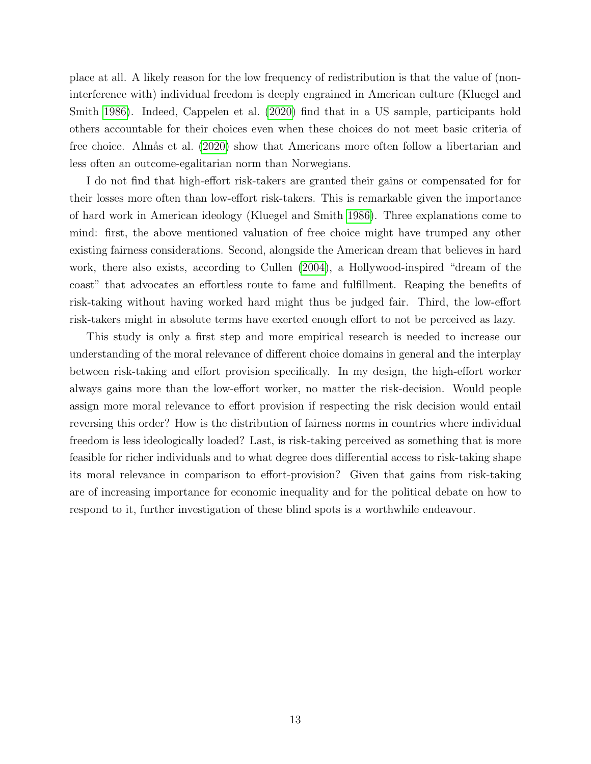place at all. A likely reason for the low frequency of redistribution is that the value of (non-interference with) individual freedom is deeply engrained in American culture (Kluegel and Smith 1986). Indeed, Cappelen et al. (2020) find that in a US sample, participants hold others accountable for their choices even when these choices do not meet basic criteria of free choice. Almås et al. (2020) show that Americans more often follow a libertarian and less often an outcome-egalitarian norm than Norwegians.

I do not find that high-effort risk-takers are granted their gains or compensated for for their losses more often than low-effort risk-takers. This is remarkable given the importance of hard work in American ideology (Kluegel and Smith 1986). Three explanations come to mind: first, the above mentioned valuation of free choice might have trumped any other existing fairness considerations. Second, alongside the American dream that believes in hard work, there also exists, according to Cullen (2004), a Hollywood-inspired "dream of the coast" that advocates an effortless route to fame and fulfillment. Reaping the benefits of risk-taking without having worked hard might thus be judged fair. Third, the low-effort risk-takers might in absolute terms have exerted enough effort to not be perceived as lazy.

This study is only a first step and more empirical research is needed to increase our understanding of the moral relevance of different choice domains in general and the interplay between risk-taking and effort provision specifically. In my design, the high-effort worker always gains more than the low-effort worker, no matter the risk-decision. Would people assign more moral relevance to effort provision if respecting the risk decision would entail reversing this order? How is the distribution of fairness norms in countries where individual freedom is less ideologically loaded? Last, is risk-taking perceived as something that is more feasible for richer individuals and to what degree does differential access to risk-taking shape its moral relevance in comparison to effort-provision? Given that gains from risk-taking are of increasing importance for economic inequality and for the political debate on how to respond to it, further investigation of these blind spots is a worthwhile endeavour.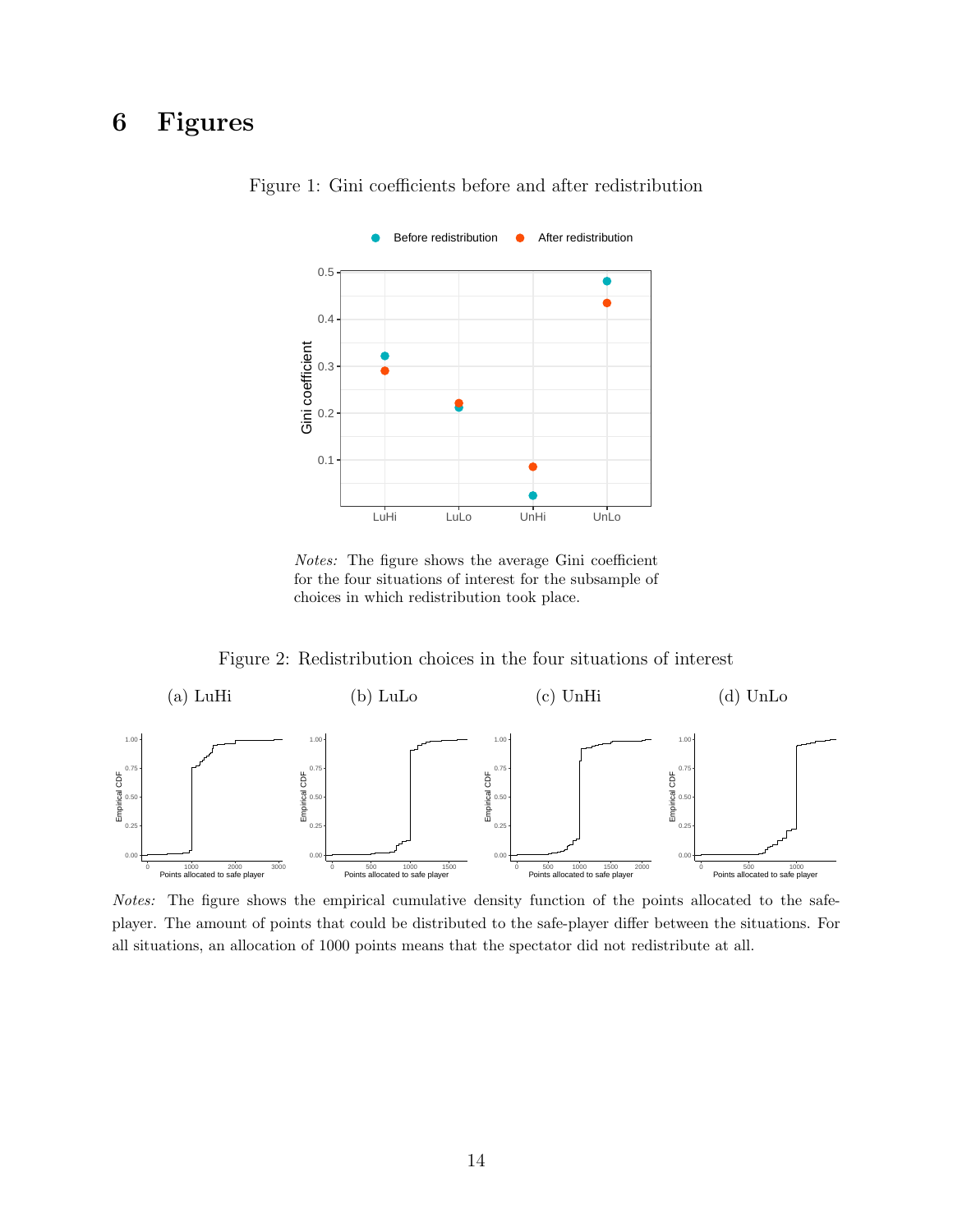# 6 Figures

Figure 1: Gini coefficients before and after redistribution

*Notes:* The figure shows the average Gini coefficient for the four situations of interest for the subsample of choices in which redistribution took place.

Figure 2: Redistribution choices in the four situations of interest

(a) LuHi (b) LuLo (c) UnHi (d) UnLo

*Notes:* The figure shows the empirical cumulative density function of the points allocated to the safe-player. The amount of points that could be distributed to the safe-player differ between the situations. For all situations, an allocation of 1000 points means that the spectator did not redistribute at all.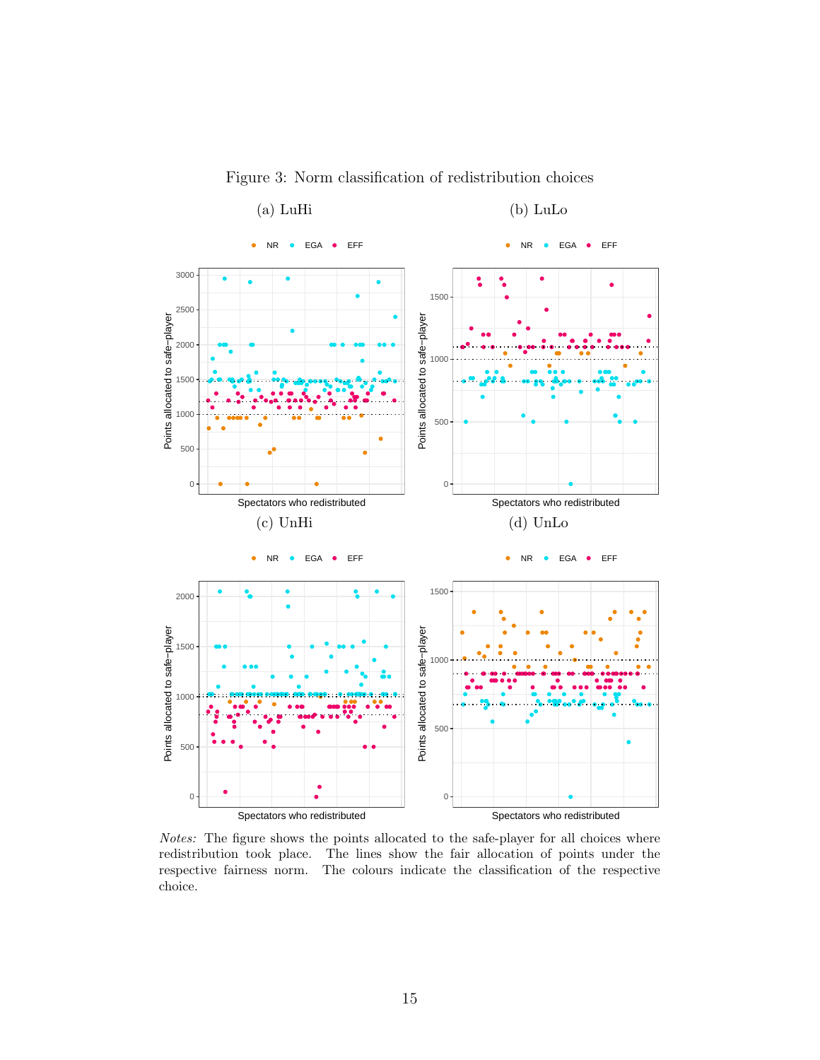Figure 3: Norm classification of redistribution choices

(a) LuHi (b) LuLo

(c) UnHi (d) UnLo

*Notes:* The figure shows the points allocated to the safe-player for all choices where redistribution took place. The lines show the fair allocation of points under the respective fairness norm. The colours indicate the classification of the respective choice.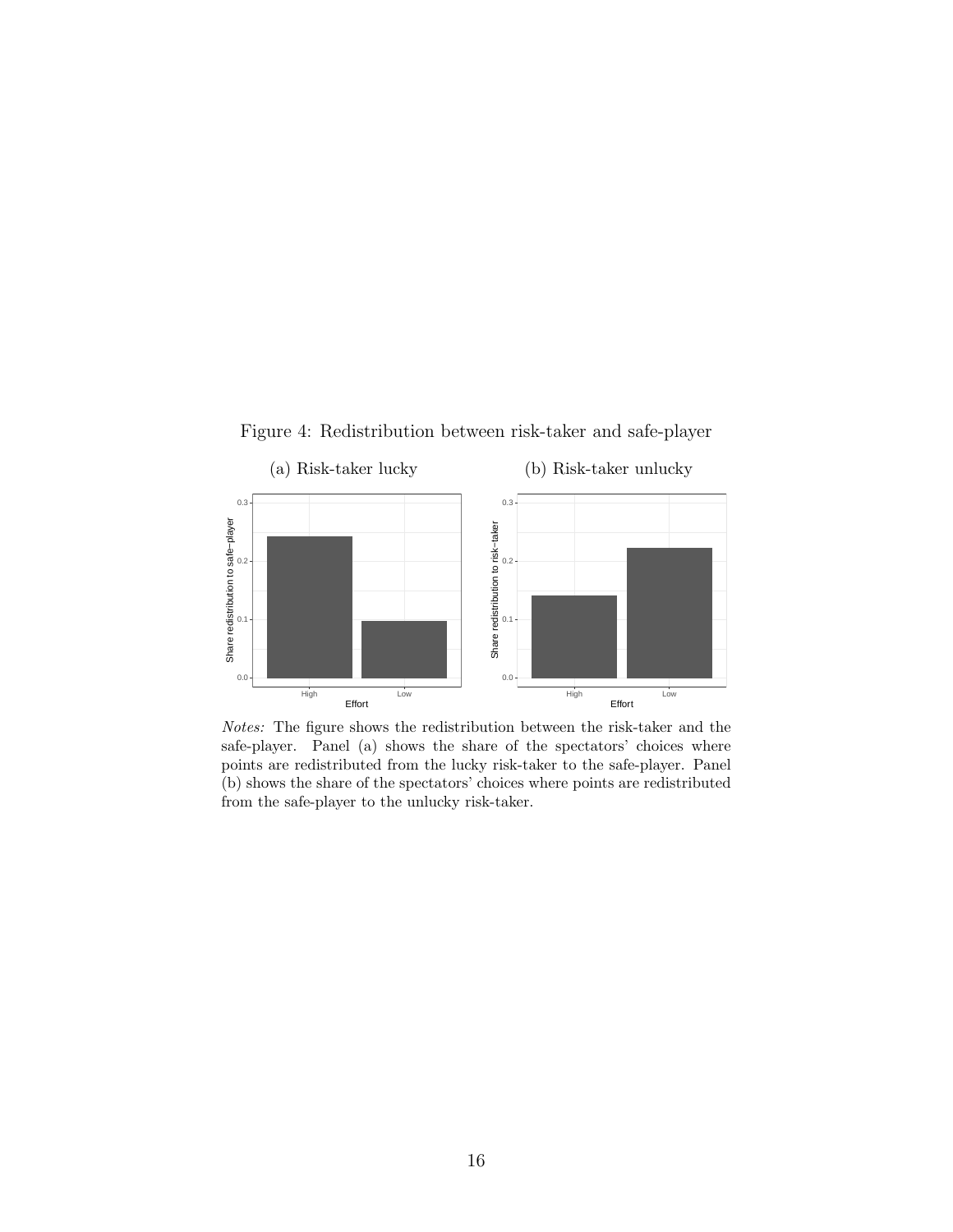Figure 4: Redistribution between risk-taker and safe-player

(a) Risk-taker lucky

(b) Risk-taker unlucky

*Notes:* The figure shows the redistribution between the risk-taker and the safe-player. Panel (a) shows the share of the spectators' choices where points are redistributed from the lucky risk-taker to the safe-player. Panel (b) shows the share of the spectators' choices where points are redistributed from the safe-player to the unlucky risk-taker.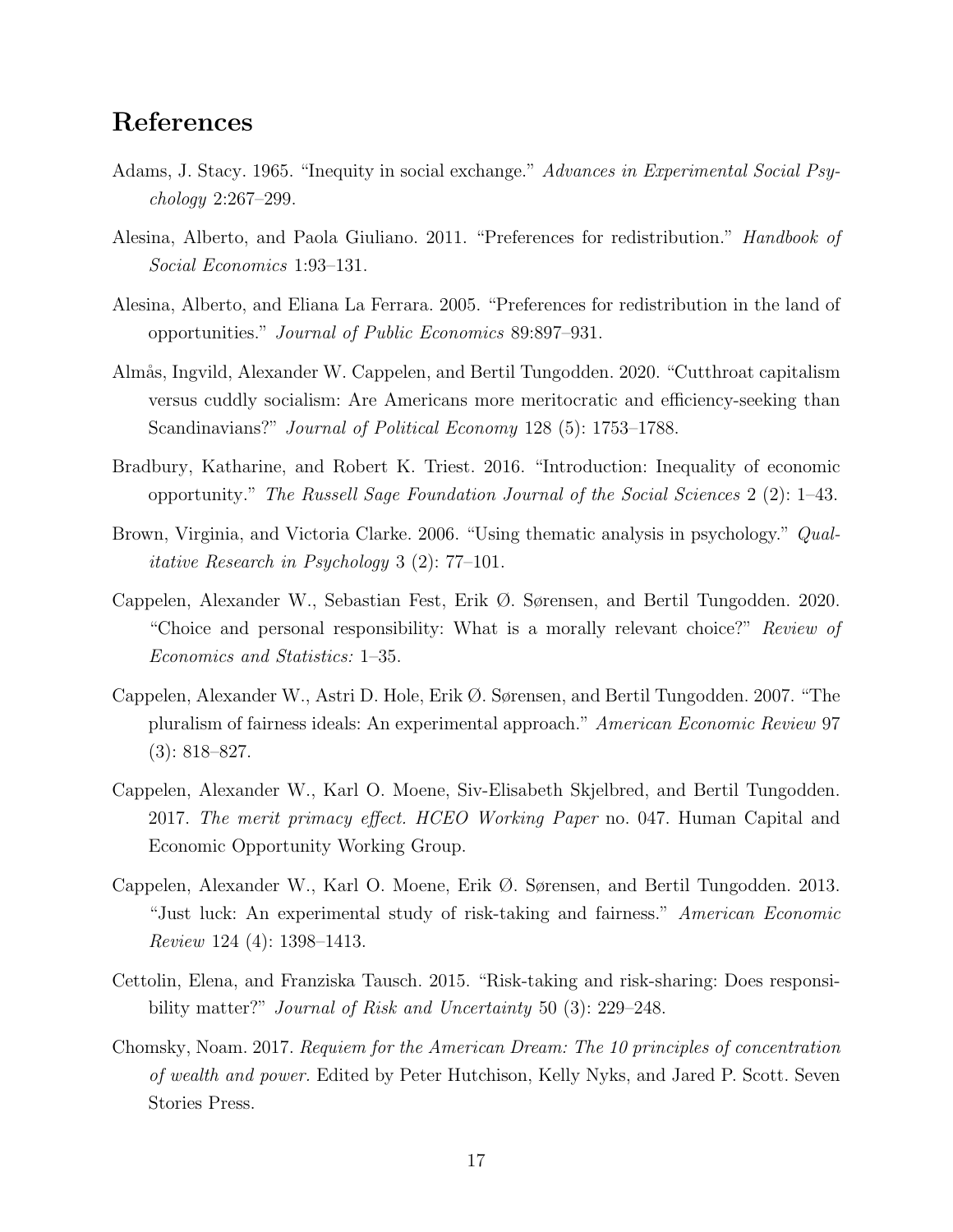## References

Adams, J. Stacy. 1965. "Inequity in social exchange." *Advances in Experimental Social Psychology* 2:267–299.

Alesina, Alberto, and Paola Giuliano. 2011. "Preferences for redistribution." *Handbook of Social Economics* 1:93–131.

Alesina, Alberto, and Eliana La Ferrara. 2005. "Preferences for redistribution in the land of opportunities." *Journal of Public Economics* 89:897–931.

Almås, Ingvild, Alexander W. Cappelen, and Bertil Tungodden. 2020. "Cutthroat capitalism versus cuddly socialism: Are Americans more meritocratic and efficiency-seeking than Scandinavians?" *Journal of Political Economy* 128 (5): 1753–1788.

Bradbury, Katharine, and Robert K. Triest. 2016. "Introduction: Inequality of economic opportunity." *The Russell Sage Foundation Journal of the Social Sciences* 2 (2): 1–43.

Brown, Virginia, and Victoria Clarke. 2006. "Using thematic analysis in psychology." *Qualitative Research in Psychology* 3 (2): 77–101.

Cappelen, Alexander W., Sebastian Fest, Erik Ø. Sørensen, and Bertil Tungodden. 2020. "Choice and personal responsibility: What is a morally relevant choice?" *Review of Economics and Statistics:* 1–35.

Cappelen, Alexander W., Astri D. Hole, Erik Ø. Sørensen, and Bertil Tungodden. 2007. "The pluralism of fairness ideals: An experimental approach." *American Economic Review* 97 (3): 818–827.

Cappelen, Alexander W., Karl O. Moene, Siv-Elisabeth Skjelbred, and Bertil Tungodden. 2017. *The merit primacy effect. HCEO Working Paper* no. 047. Human Capital and Economic Opportunity Working Group.

Cappelen, Alexander W., Karl O. Moene, Erik Ø. Sørensen, and Bertil Tungodden. 2013. "Just luck: An experimental study of risk-taking and fairness." *American Economic Review* 124 (4): 1398–1413.

Cettolin, Elena, and Franziska Tausch. 2015. "Risk-taking and risk-sharing: Does responsibility matter?" *Journal of Risk and Uncertainty* 50 (3): 229–248.

Chomsky, Noam. 2017. *Requiem for the American Dream: The 10 principles of concentration of wealth and power.* Edited by Peter Hutchison, Kelly Nyks, and Jared P. Scott. Seven Stories Press.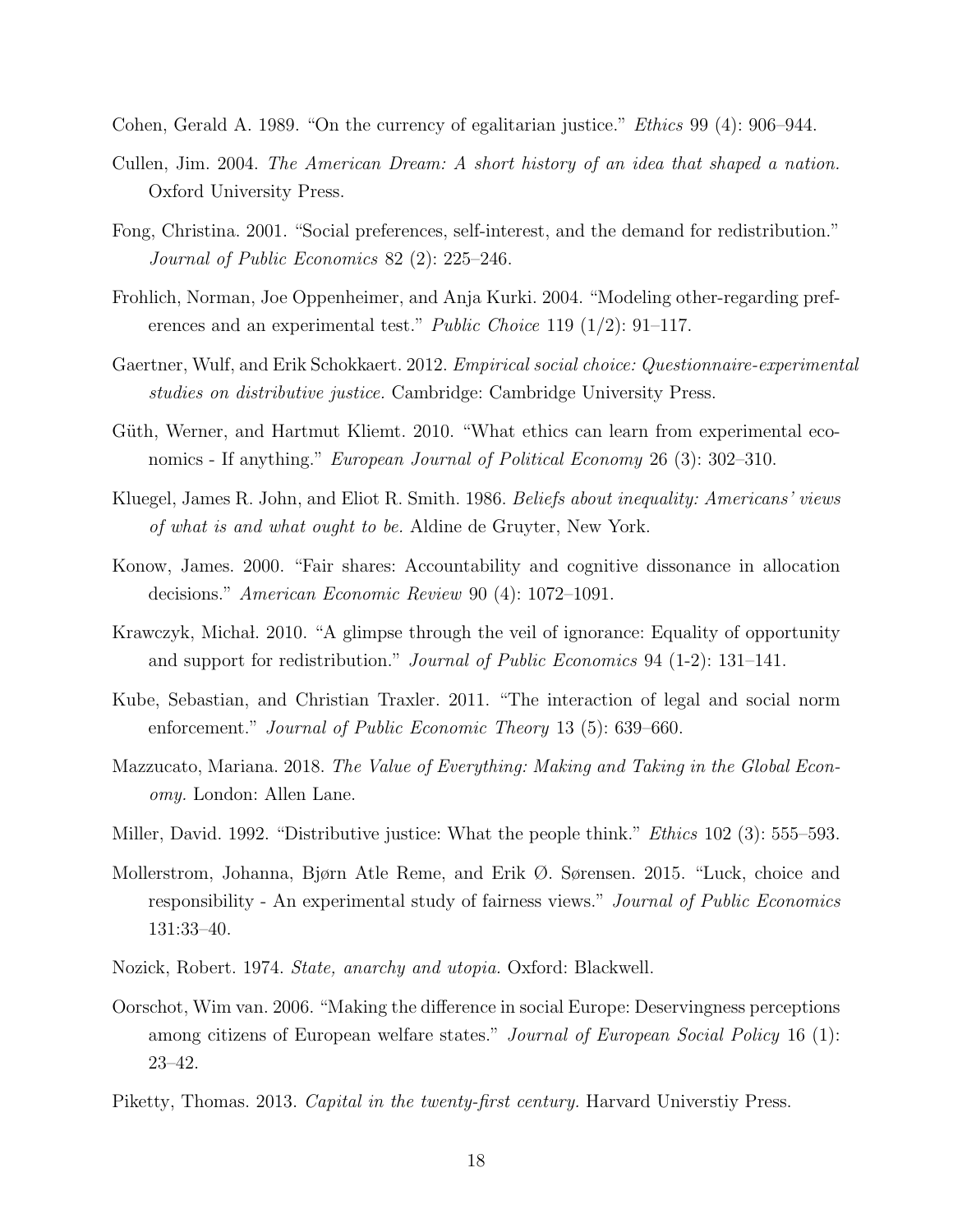Cohen, Gerald A. 1989. "On the currency of egalitarian justice." *Ethics* 99 (4): 906–944.

Cullen, Jim. 2004. *The American Dream: A short history of an idea that shaped a nation.* Oxford University Press.

Fong, Christina. 2001. "Social preferences, self-interest, and the demand for redistribution." *Journal of Public Economics* 82 (2): 225–246.

Frohlich, Norman, Joe Oppenheimer, and Anja Kurki. 2004. "Modeling other-regarding preferences and an experimental test." *Public Choice* 119 (1/2): 91–117.

Gaertner, Wulf, and Erik Schokkaert. 2012. *Empirical social choice: Questionnaire-experimental studies on distributive justice.* Cambridge: Cambridge University Press.

Güth, Werner, and Hartmut Kliemt. 2010. "What ethics can learn from experimental economics - If anything." *European Journal of Political Economy* 26 (3): 302–310.

Kluegel, James R. John, and Eliot R. Smith. 1986. *Beliefs about inequality: Americans' views of what is and what ought to be.* Aldine de Gruyter, New York.

Konow, James. 2000. "Fair shares: Accountability and cognitive dissonance in allocation decisions." *American Economic Review* 90 (4): 1072–1091.

Krawczyk, Michał. 2010. "A glimpse through the veil of ignorance: Equality of opportunity and support for redistribution." *Journal of Public Economics* 94 (1-2): 131–141.

Kube, Sebastian, and Christian Traxler. 2011. "The interaction of legal and social norm enforcement." *Journal of Public Economic Theory* 13 (5): 639–660.

Mazzucato, Mariana. 2018. *The Value of Everything: Making and Taking in the Global Economy.* London: Allen Lane.

Miller, David. 1992. "Distributive justice: What the people think." *Ethics* 102 (3): 555–593.

Mollerstrom, Johanna, Bjørn Atle Reme, and Erik Ø. Sørensen. 2015. "Luck, choice and responsibility - An experimental study of fairness views." *Journal of Public Economics* 131:33–40.

Nozick, Robert. 1974. *State, anarchy and utopia.* Oxford: Blackwell.

Oorschot, Wim van. 2006. "Making the difference in social Europe: Deservingness perceptions among citizens of European welfare states." *Journal of European Social Policy* 16 (1): 23–42.

Piketty, Thomas. 2013. *Capital in the twenty-first century.* Harvard Universtiy Press.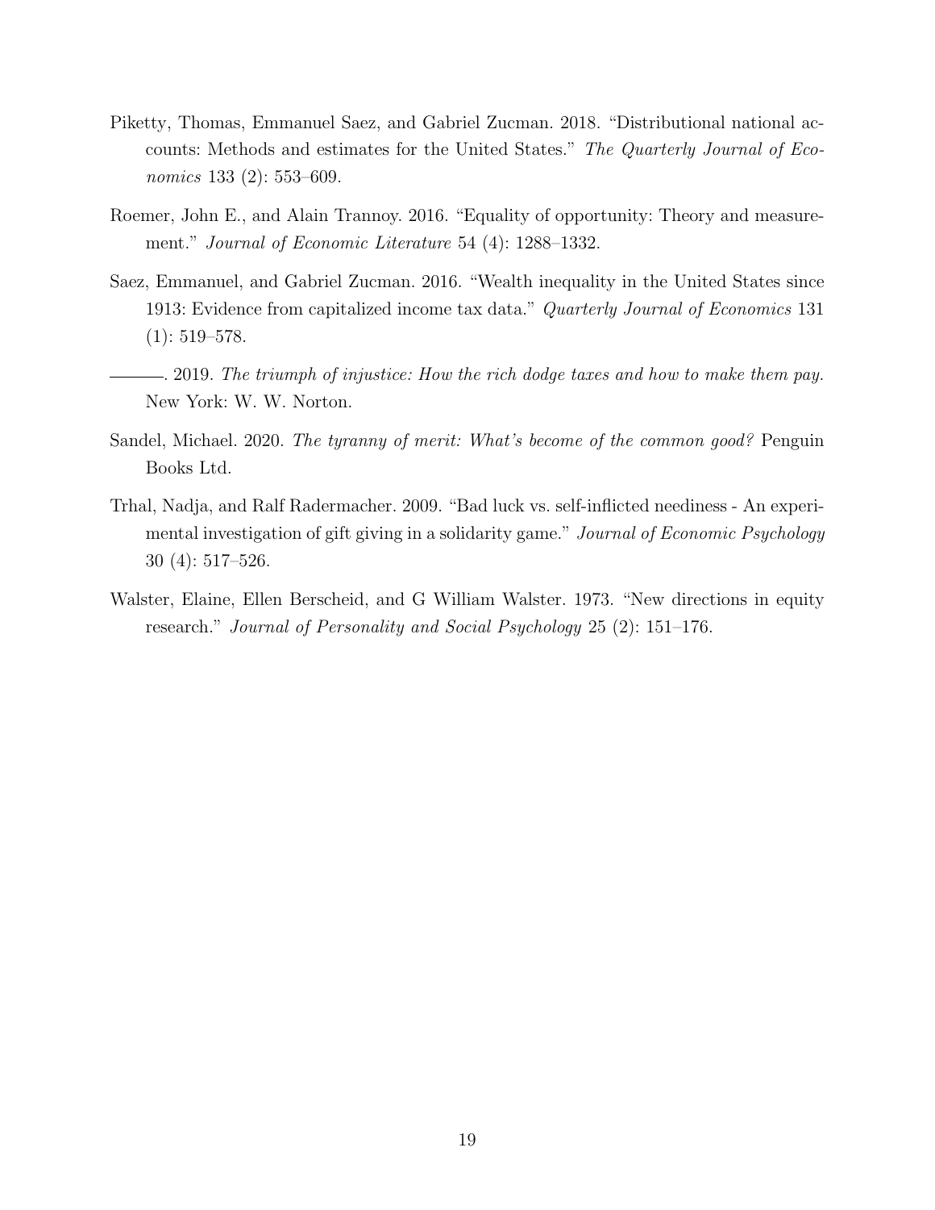Piketty, Thomas, Emmanuel Saez, and Gabriel Zucman. 2018. "Distributional national accounts: Methods and estimates for the United States." *The Quarterly Journal of Economics* 133 (2): 553–609.

Roemer, John E., and Alain Trannoy. 2016. "Equality of opportunity: Theory and measurement." *Journal of Economic Literature* 54 (4): 1288–1332.

Saez, Emmanuel, and Gabriel Zucman. 2016. "Wealth inequality in the United States since 1913: Evidence from capitalized income tax data." *Quarterly Journal of Economics* 131 (1): 519–578.

———. 2019. *The triumph of injustice: How the rich dodge taxes and how to make them pay.* New York: W. W. Norton.

Sandel, Michael. 2020. *The tyranny of merit: What's become of the common good?* Penguin Books Ltd.

Trhal, Nadja, and Ralf Radermacher. 2009. "Bad luck vs. self-inflicted neediness - An experimental investigation of gift giving in a solidarity game." *Journal of Economic Psychology* 30 (4): 517–526.

Walster, Elaine, Ellen Berscheid, and G William Walster. 1973. "New directions in equity research." *Journal of Personality and Social Psychology* 25 (2): 151–176.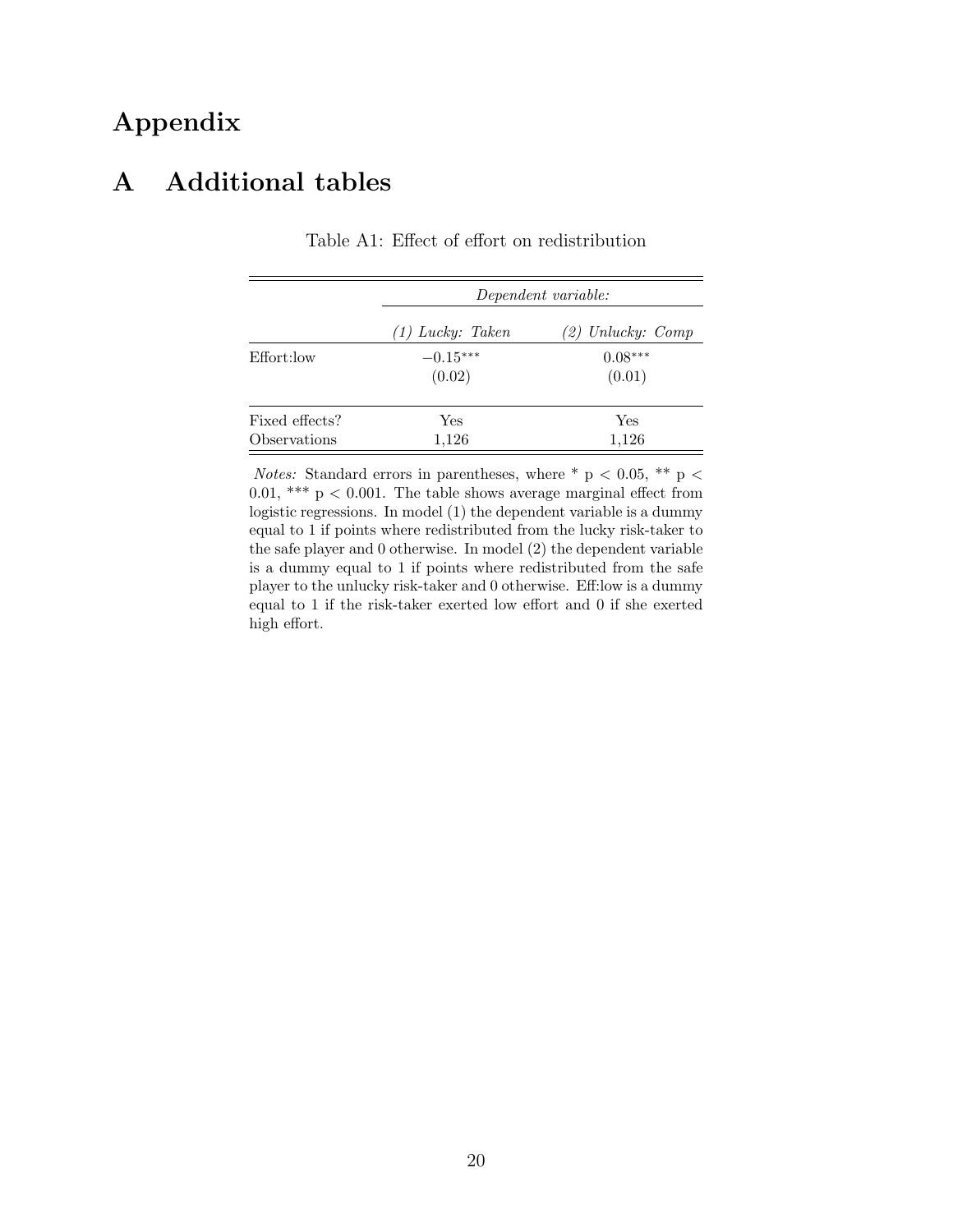# Appendix

# A Additional tables

Table A1: Effect of effort on redistribution

| | *Dependent variable:* | |
|---|---|---|
| | *(1) Lucky: Taken* | *(2) Unlucky: Comp* |
| Effort:low | $-0.15^{***}$ | $0.08^{***}$ |
| | (0.02) | (0.01) |
| Fixed effects? | Yes | Yes |
| Observations | 1,126 | 1,126 |

*Notes:* Standard errors in parentheses, where * $p < 0.05$, ** $p < 0.01$, *** $p < 0.001$. The table shows average marginal effect from logistic regressions. In model (1) the dependent variable is a dummy equal to 1 if points where redistributed from the lucky risk-taker to the safe player and 0 otherwise. In model (2) the dependent variable is a dummy equal to 1 if points where redistributed from the safe player to the unlucky risk-taker and 0 otherwise. Eff:low is a dummy equal to 1 if the risk-taker exerted low effort and 0 if she exerted high effort.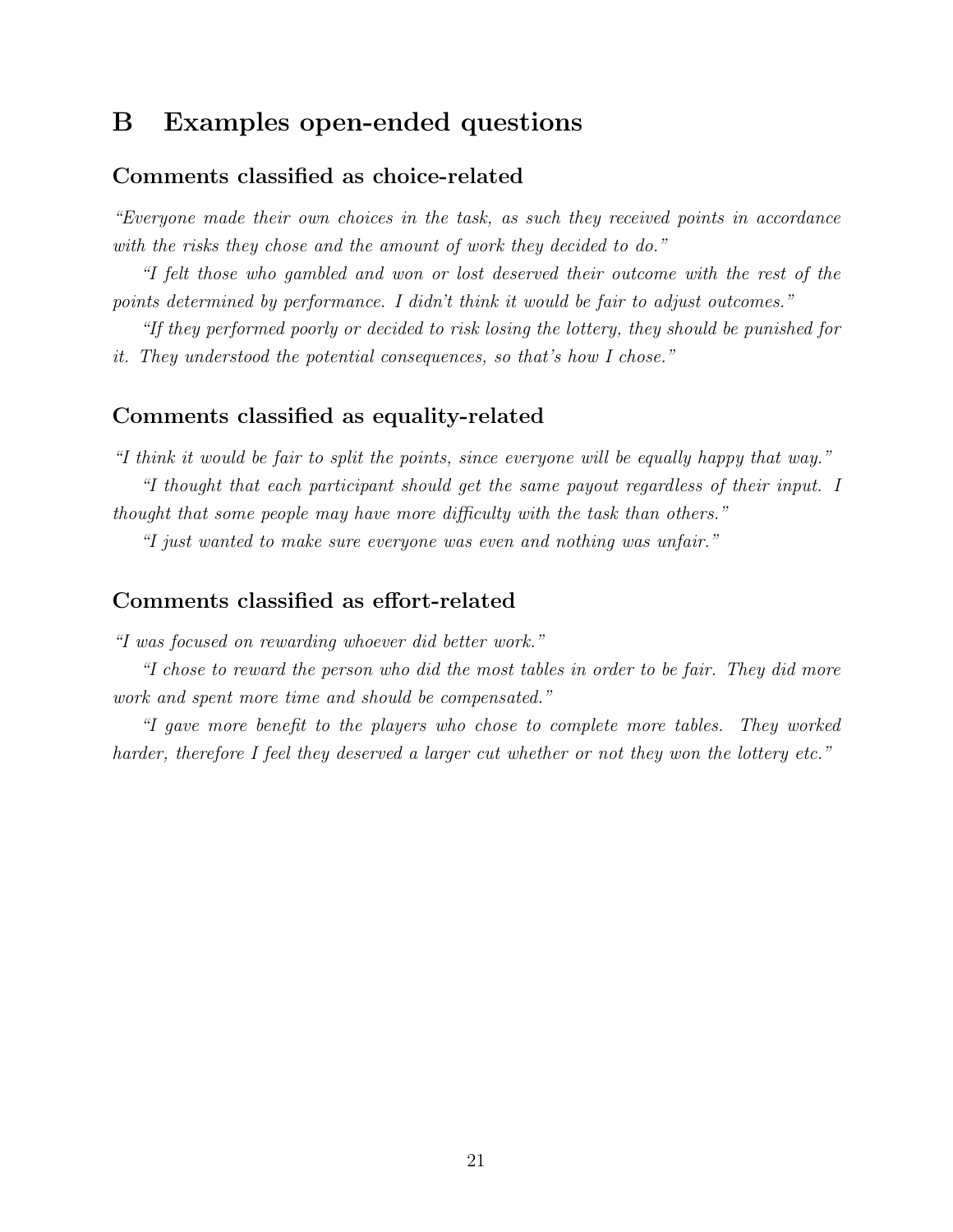# B Examples open-ended questions

### Comments classified as choice-related

*"Everyone made their own choices in the task, as such they received points in accordance with the risks they chose and the amount of work they decided to do."*

*"I felt those who gambled and won or lost deserved their outcome with the rest of the points determined by performance. I didn't think it would be fair to adjust outcomes."*

*"If they performed poorly or decided to risk losing the lottery, they should be punished for it. They understood the potential consequences, so that's how I chose."*

### Comments classified as equality-related

*"I think it would be fair to split the points, since everyone will be equally happy that way."*

*"I thought that each participant should get the same payout regardless of their input. I thought that some people may have more difficulty with the task than others."*

*"I just wanted to make sure everyone was even and nothing was unfair."*

### Comments classified as effort-related

*"I was focused on rewarding whoever did better work."*

*"I chose to reward the person who did the most tables in order to be fair. They did more work and spent more time and should be compensated."*

*"I gave more benefit to the players who chose to complete more tables. They worked harder, therefore I feel they deserved a larger cut whether or not they won the lottery etc."*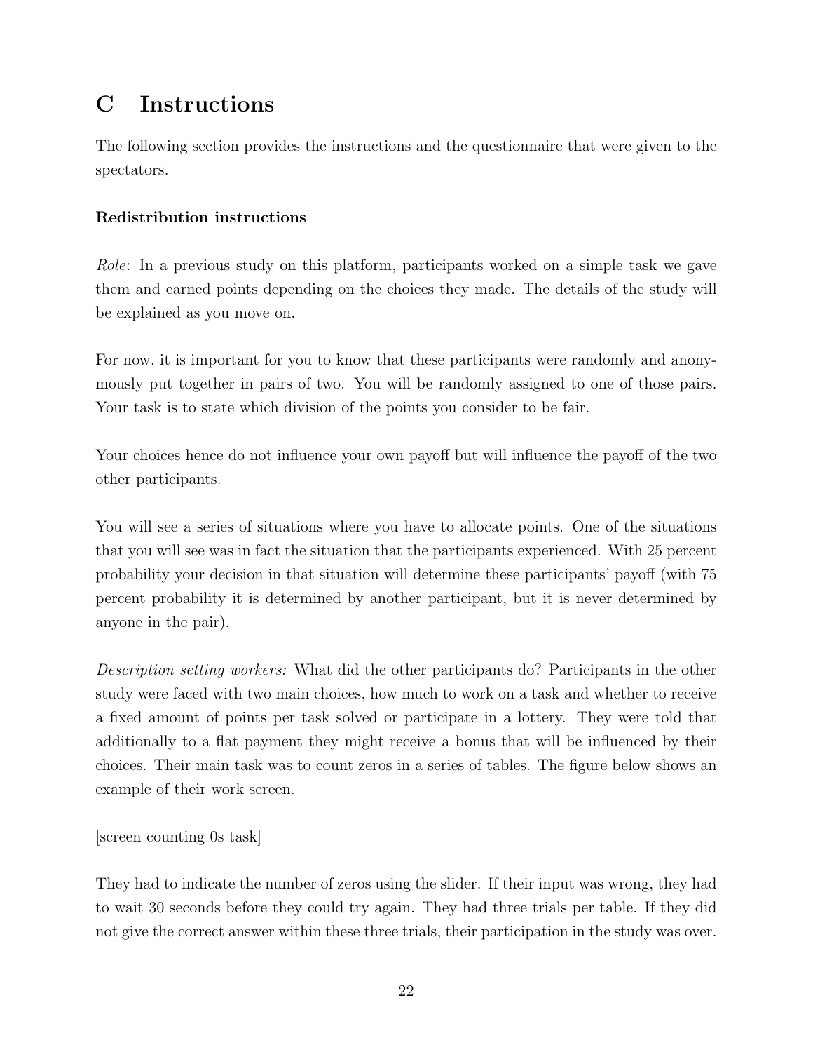# C Instructions

The following section provides the instructions and the questionnaire that were given to the spectators.

**Redistribution instructions**

*Role*: In a previous study on this platform, participants worked on a simple task we gave them and earned points depending on the choices they made. The details of the study will be explained as you move on.

For now, it is important for you to know that these participants were randomly and anonymously put together in pairs of two. You will be randomly assigned to one of those pairs. Your task is to state which division of the points you consider to be fair.

Your choices hence do not influence your own payoff but will influence the payoff of the two other participants.

You will see a series of situations where you have to allocate points. One of the situations that you will see was in fact the situation that the participants experienced. With 25 percent probability your decision in that situation will determine these participants' payoff (with 75 percent probability it is determined by another participant, but it is never determined by anyone in the pair).

*Description setting workers:* What did the other participants do? Participants in the other study were faced with two main choices, how much to work on a task and whether to receive a fixed amount of points per task solved or participate in a lottery. They were told that additionally to a flat payment they might receive a bonus that will be influenced by their choices. Their main task was to count zeros in a series of tables. The figure below shows an example of their work screen.

[screen counting 0s task]

They had to indicate the number of zeros using the slider. If their input was wrong, they had to wait 30 seconds before they could try again. They had three trials per table. If they did not give the correct answer within these three trials, their participation in the study was over.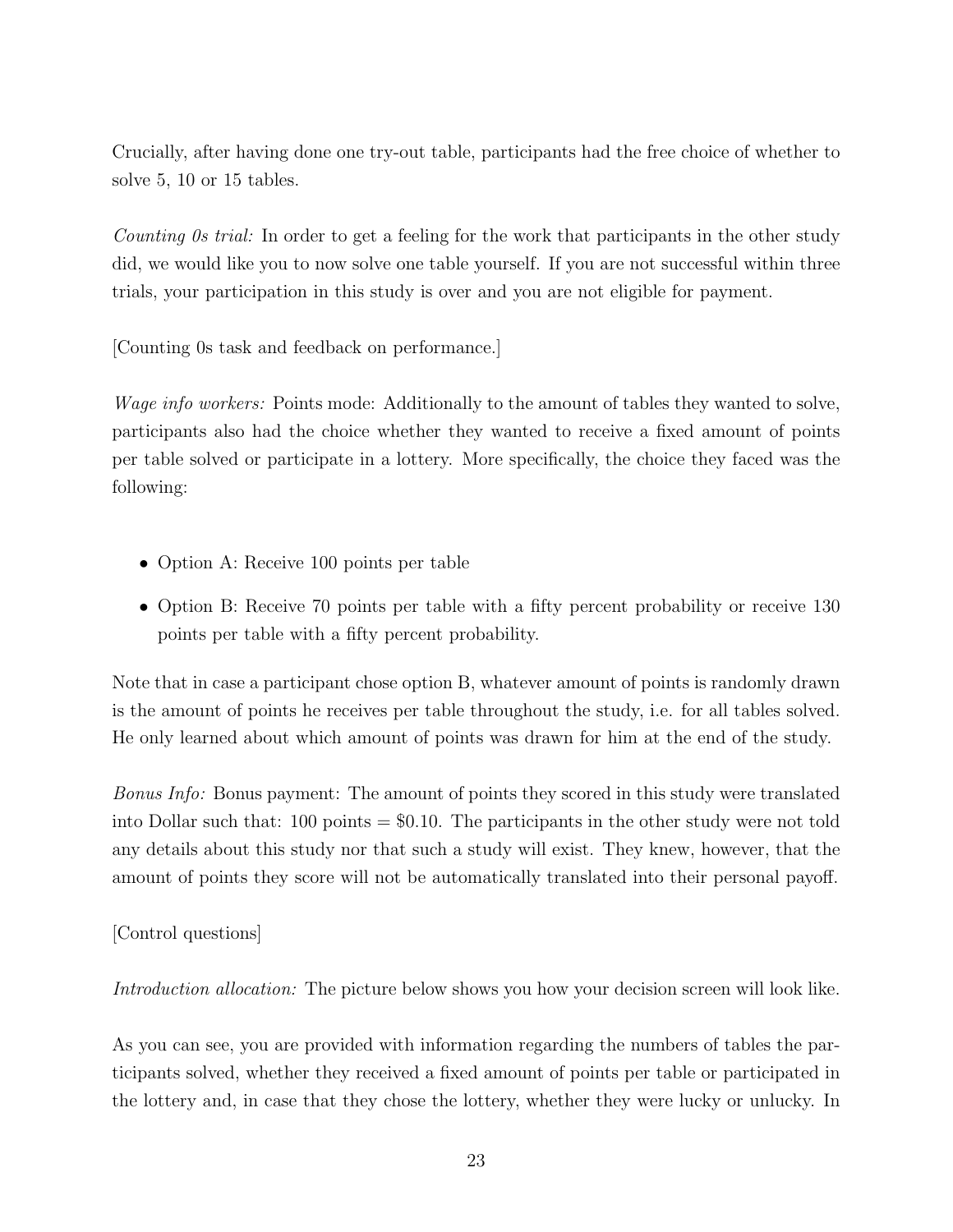Crucially, after having done one try-out table, participants had the free choice of whether to solve 5, 10 or 15 tables.

*Counting 0s trial:* In order to get a feeling for the work that participants in the other study did, we would like you to now solve one table yourself. If you are not successful within three trials, your participation in this study is over and you are not eligible for payment.

[Counting 0s task and feedback on performance.]

*Wage info workers:* Points mode: Additionally to the amount of tables they wanted to solve, participants also had the choice whether they wanted to receive a fixed amount of points per table solved or participate in a lottery. More specifically, the choice they faced was the following:

- Option A: Receive 100 points per table
- Option B: Receive 70 points per table with a fifty percent probability or receive 130 points per table with a fifty percent probability.

Note that in case a participant chose option B, whatever amount of points is randomly drawn is the amount of points he receives per table throughout the study, i.e. for all tables solved. He only learned about which amount of points was drawn for him at the end of the study.

*Bonus Info:* Bonus payment: The amount of points they scored in this study were translated into Dollar such that: 100 points = $0.10. The participants in the other study were not told any details about this study nor that such a study will exist. They knew, however, that the amount of points they score will not be automatically translated into their personal payoff.

[Control questions]

*Introduction allocation:* The picture below shows you how your decision screen will look like.

As you can see, you are provided with information regarding the numbers of tables the participants solved, whether they received a fixed amount of points per table or participated in the lottery and, in case that they chose the lottery, whether they were lucky or unlucky. In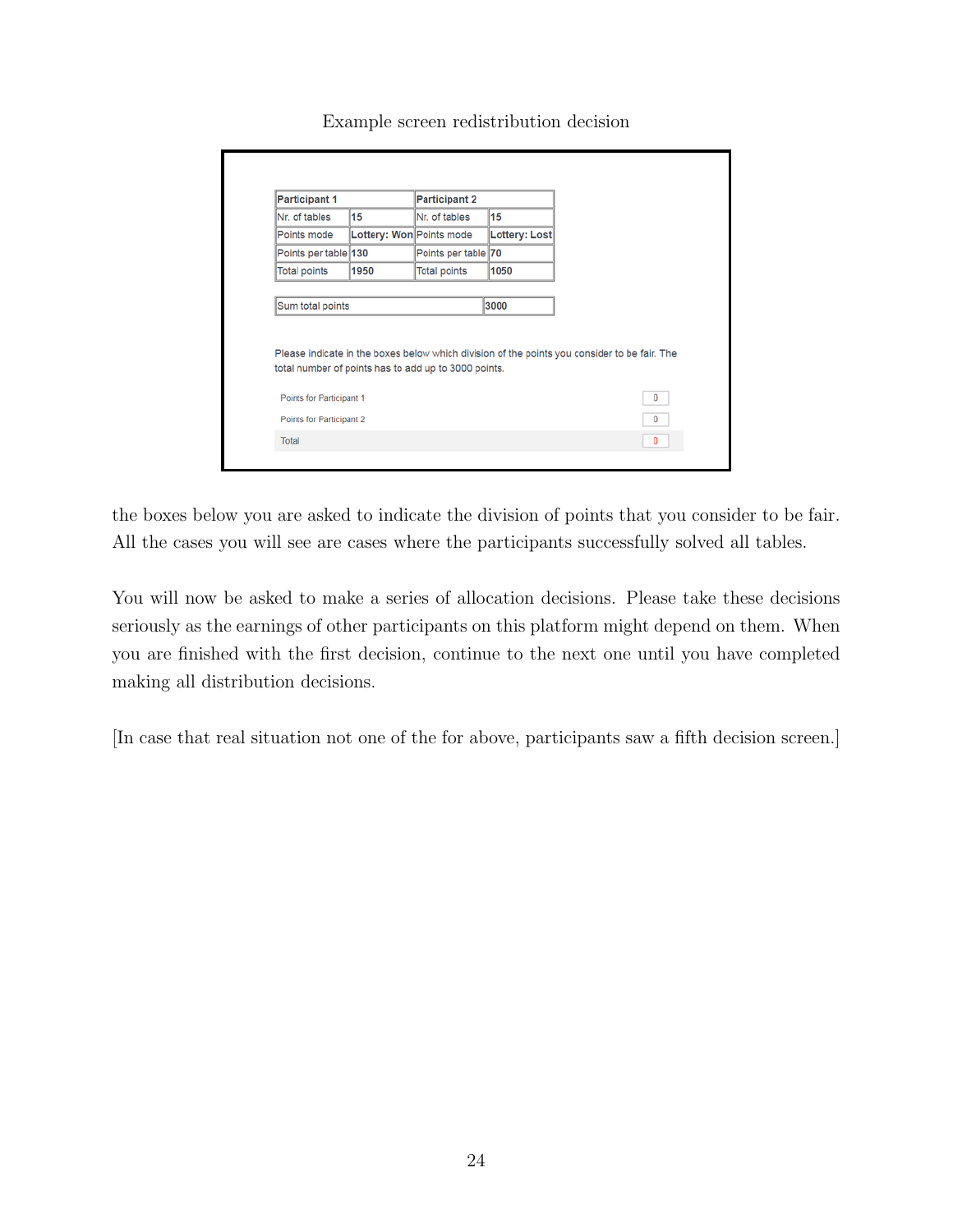Example screen redistribution decision

| Participant 1 | | Participant 2 | |
|---|---|---|---|
| Nr. of tables | 15 | Nr. of tables | 15 |
| Points mode | Lottery: Won | Points mode | Lottery: Lost |
| Points per table | 130 | Points per table | 70 |
| Total points | 1950 | Total points | 1050 |

| Sum total points | 3000 |
|---|---|

Please indicate in the boxes below which division of the points you consider to be fair. The total number of points has to add up to 3000 points.

| | |
|---|---|
| Points for Participant 1 | 0 |
| Points for Participant 2 | 0 |
| Total | 0 |

the boxes below you are asked to indicate the division of points that you consider to be fair. All the cases you will see are cases where the participants successfully solved all tables.

You will now be asked to make a series of allocation decisions. Please take these decisions seriously as the earnings of other participants on this platform might depend on them. When you are finished with the first decision, continue to the next one until you have completed making all distribution decisions.

[In case that real situation not one of the for above, participants saw a fifth decision screen.]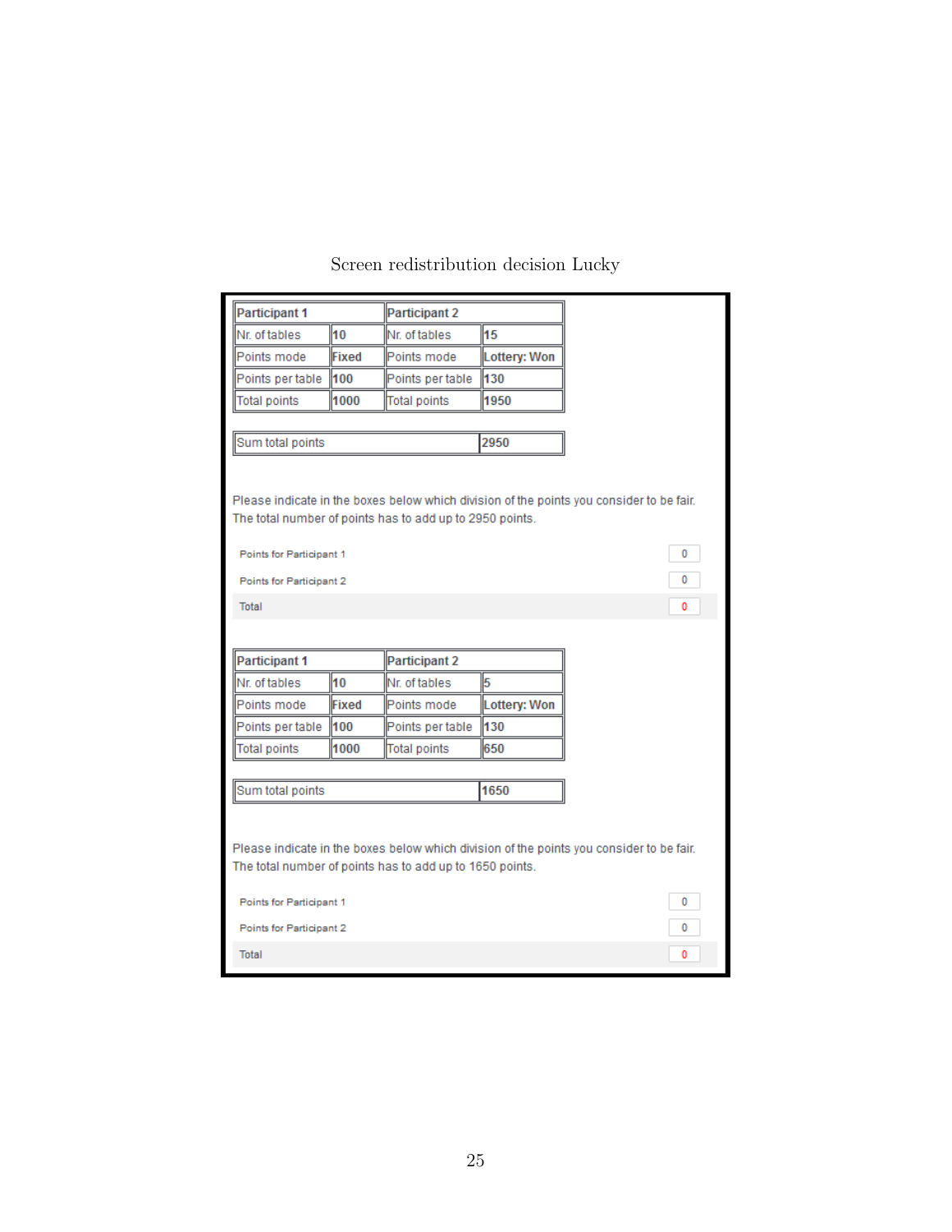Screen redistribution decision Lucky

| Participant 1 | | Participant 2 | |
|---|---|---|---|
| Nr. of tables | 10 | Nr. of tables | 15 |
| Points mode | Fixed | Points mode | Lottery: Won |
| Points per table | 100 | Points per table | 130 |
| Total points | 1000 | Total points | 1950 |

| Sum total points | 2950 |
|---|---|

Please indicate in the boxes below which division of the points you consider to be fair. The total number of points has to add up to 2950 points.

| | |
|---|---|
| Points for Participant 1 | 0 |
| Points for Participant 2 | 0 |
| Total | 0 |

| Participant 1 | | Participant 2 | |
|---|---|---|---|
| Nr. of tables | 10 | Nr. of tables | 5 |
| Points mode | Fixed | Points mode | Lottery: Won |
| Points per table | 100 | Points per table | 130 |
| Total points | 1000 | Total points | 650 |

| Sum total points | 1650 |
|---|---|

Please indicate in the boxes below which division of the points you consider to be fair. The total number of points has to add up to 1650 points.

| | |
|---|---|
| Points for Participant 1 | 0 |
| Points for Participant 2 | 0 |
| Total | 0 |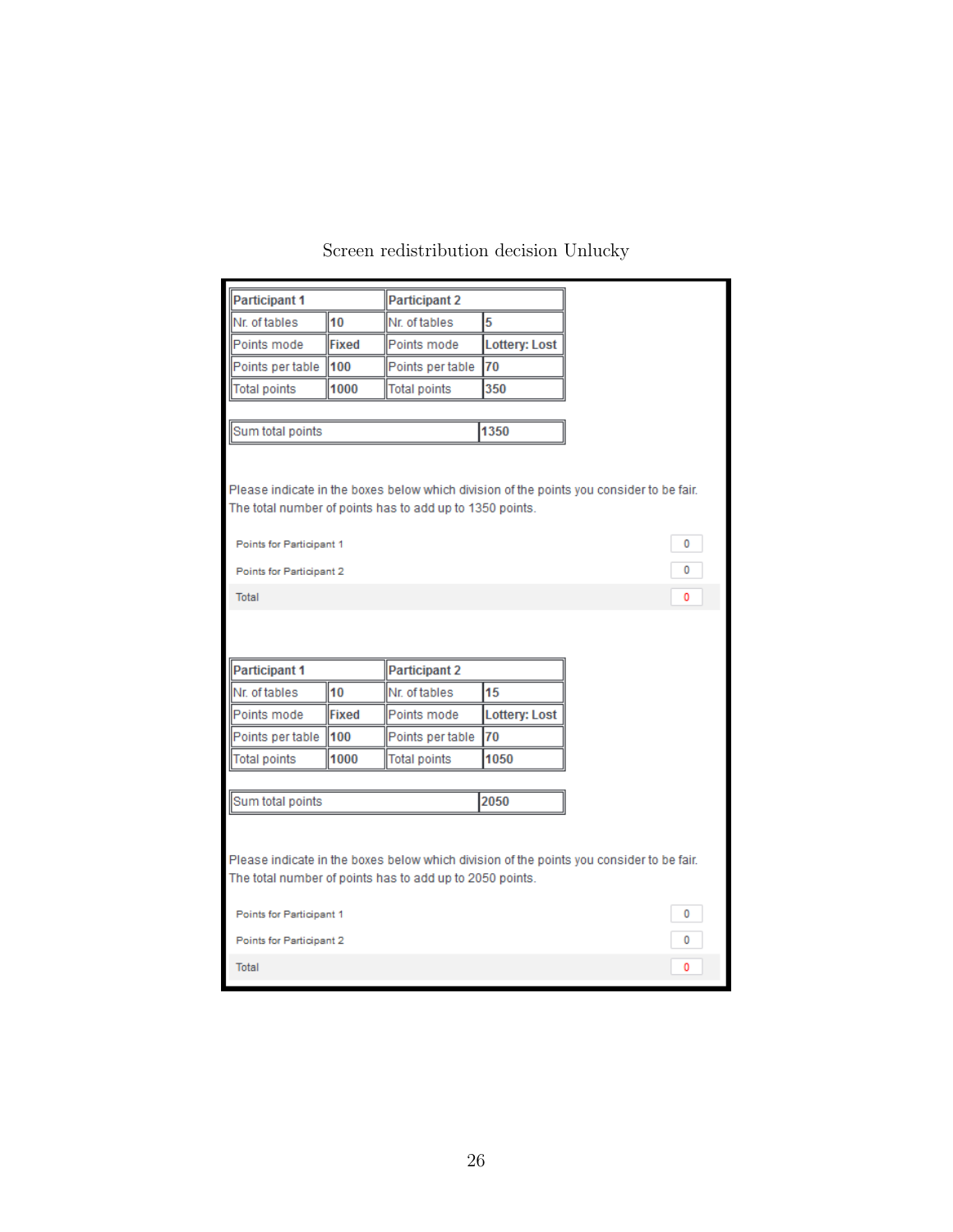Screen redistribution decision Unlucky

| Participant 1 | | Participant 2 | |
|---|---|---|---|
| Nr. of tables | **10** | Nr. of tables | **5** |
| Points mode | **Fixed** | Points mode | **Lottery: Lost** |
| Points per table | **100** | Points per table | **70** |
| Total points | **1000** | Total points | **350** |

| Sum total points | **1350** |
|---|---|

Please indicate in the boxes below which division of the points you consider to be fair.
The total number of points has to add up to 1350 points.

| | |
|---|---|
| Points for Participant 1 | 0 |
| Points for Participant 2 | 0 |
| Total | 0 |

| Participant 1 | | Participant 2 | |
|---|---|---|---|
| Nr. of tables | **10** | Nr. of tables | **15** |
| Points mode | **Fixed** | Points mode | **Lottery: Lost** |
| Points per table | **100** | Points per table | **70** |
| Total points | **1000** | Total points | **1050** |

| Sum total points | **2050** |
|---|---|

Please indicate in the boxes below which division of the points you consider to be fair.
The total number of points has to add up to 2050 points.

| | |
|---|---|
| Points for Participant 1 | 0 |
| Points for Participant 2 | 0 |
| Total | 0 |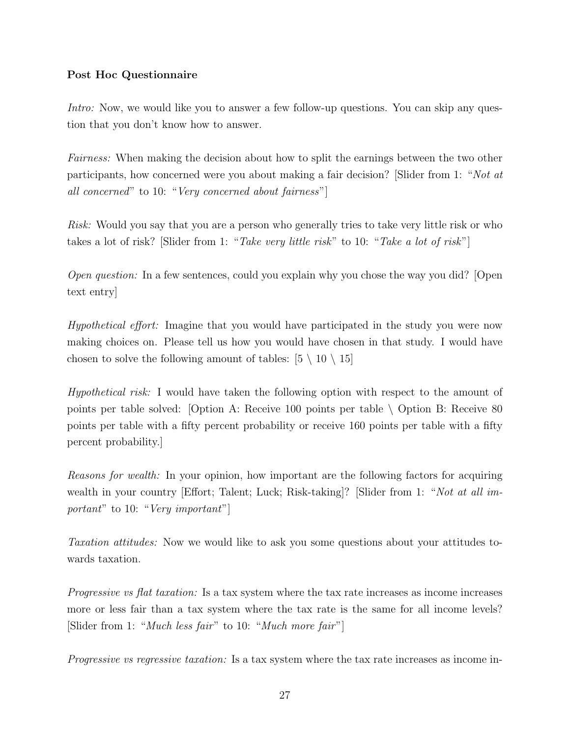**Post Hoc Questionnaire**

*Intro:* Now, we would like you to answer a few follow-up questions. You can skip any question that you don't know how to answer.

*Fairness:* When making the decision about how to split the earnings between the two other participants, how concerned were you about making a fair decision? [Slider from 1: "*Not at all concerned*" to 10: "*Very concerned about fairness*"]

*Risk:* Would you say that you are a person who generally tries to take very little risk or who takes a lot of risk? [Slider from 1: "*Take very little risk*" to 10: "*Take a lot of risk*"]

*Open question:* In a few sentences, could you explain why you chose the way you did? [Open text entry]

*Hypothetical effort:* Imagine that you would have participated in the study you were now making choices on. Please tell us how you would have chosen in that study. I would have chosen to solve the following amount of tables: [5 \ 10 \ 15]

*Hypothetical risk:* I would have taken the following option with respect to the amount of points per table solved: [Option A: Receive 100 points per table \ Option B: Receive 80 points per table with a fifty percent probability or receive 160 points per table with a fifty percent probability.]

*Reasons for wealth:* In your opinion, how important are the following factors for acquiring wealth in your country [Effort; Talent; Luck; Risk-taking]? [Slider from 1: "*Not at all important*" to 10: "*Very important*"]

*Taxation attitudes:* Now we would like to ask you some questions about your attitudes towards taxation.

*Progressive vs flat taxation:* Is a tax system where the tax rate increases as income increases more or less fair than a tax system where the tax rate is the same for all income levels? [Slider from 1: "*Much less fair*" to 10: "*Much more fair*"]

*Progressive vs regressive taxation:* Is a tax system where the tax rate increases as income in-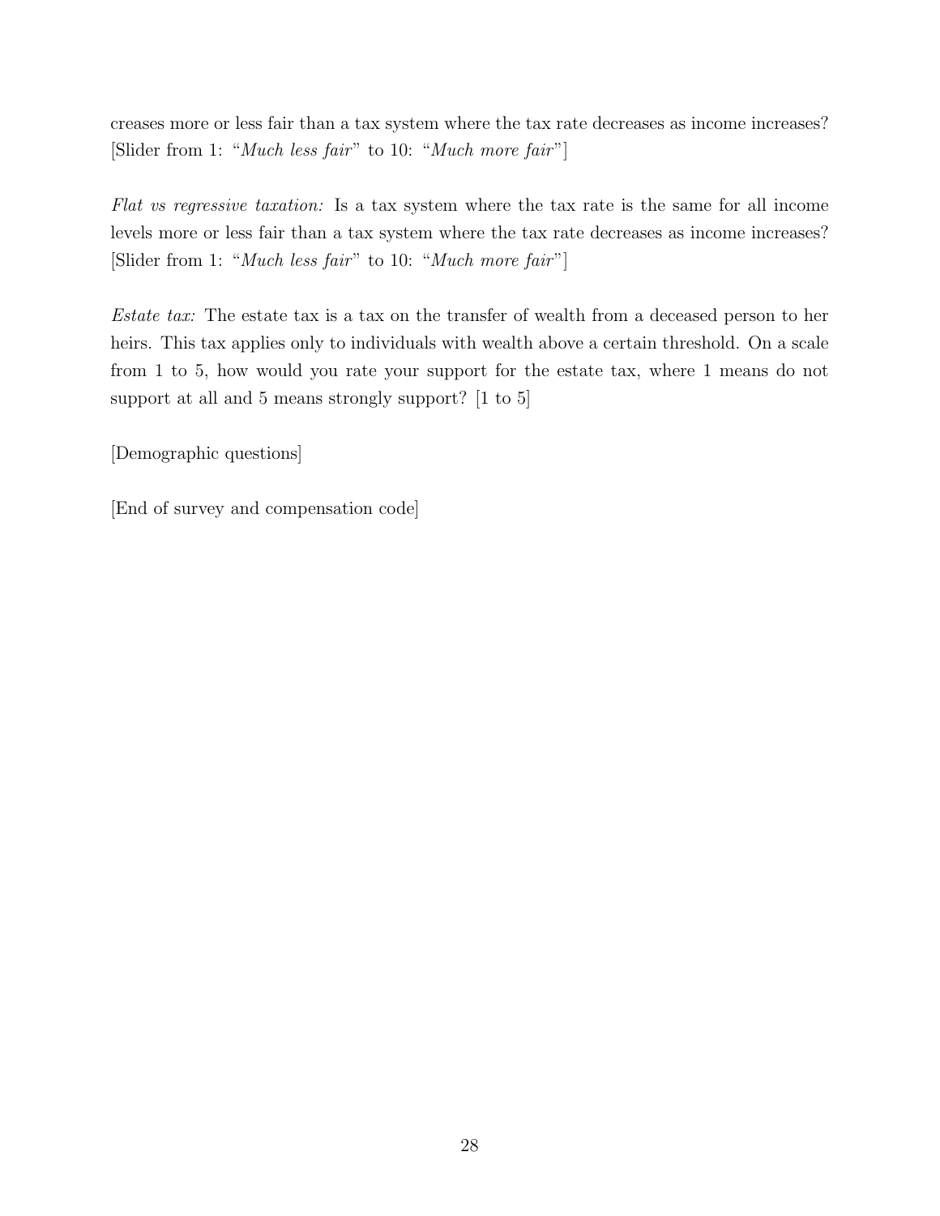creases more or less fair than a tax system where the tax rate decreases as income increases? [Slider from 1: "*Much less fair*" to 10: "*Much more fair*"]

*Flat vs regressive taxation:* Is a tax system where the tax rate is the same for all income levels more or less fair than a tax system where the tax rate decreases as income increases? [Slider from 1: "*Much less fair*" to 10: "*Much more fair*"]

*Estate tax:* The estate tax is a tax on the transfer of wealth from a deceased person to her heirs. This tax applies only to individuals with wealth above a certain threshold. On a scale from 1 to 5, how would you rate your support for the estate tax, where 1 means do not support at all and 5 means strongly support? [1 to 5]

[Demographic questions]

[End of survey and compensation code]